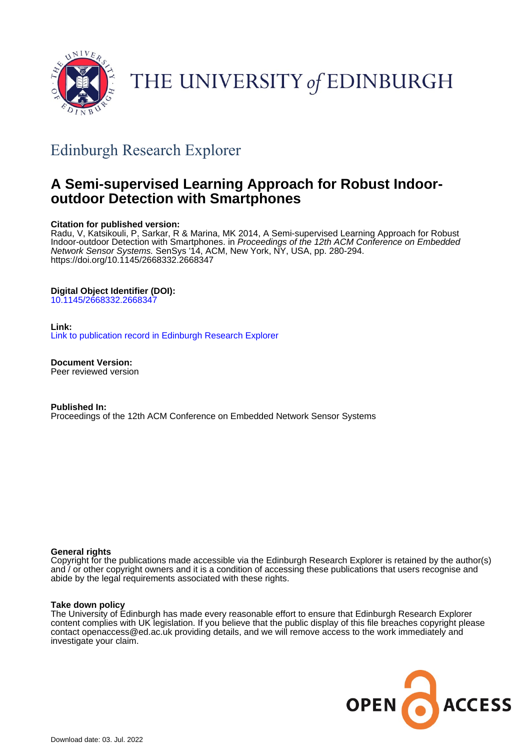THE UNIVERSITY *of* EDINBURGH

## Edinburgh Research Explorer

# A Semi-supervised Learning Approach for Robust Indoor-outdoor Detection with Smartphones

**Citation for published version:**
Radu, V, Katsikouli, P, Sarkar, R & Marina, MK 2014, A Semi-supervised Learning Approach for Robust Indoor-outdoor Detection with Smartphones. in *Proceedings of the 12th ACM Conference on Embedded Network Sensor Systems.* SenSys '14, ACM, New York, NY, USA, pp. 280-294.
https://doi.org/10.1145/2668332.2668347

**Digital Object Identifier (DOI):**
10.1145/2668332.2668347

**Link:**
Link to publication record in Edinburgh Research Explorer

**Document Version:**
Peer reviewed version

**Published In:**
Proceedings of the 12th ACM Conference on Embedded Network Sensor Systems

**General rights**
Copyright for the publications made accessible via the Edinburgh Research Explorer is retained by the author(s) and / or other copyright owners and it is a condition of accessing these publications that users recognise and abide by the legal requirements associated with these rights.

**Take down policy**
The University of Edinburgh has made every reasonable effort to ensure that Edinburgh Research Explorer content complies with UK legislation. If you believe that the public display of this file breaches copyright please contact openaccess@ed.ac.uk providing details, and we will remove access to the work immediately and investigate your claim.

OPEN ACCESS

Download date: 03. Jul. 2022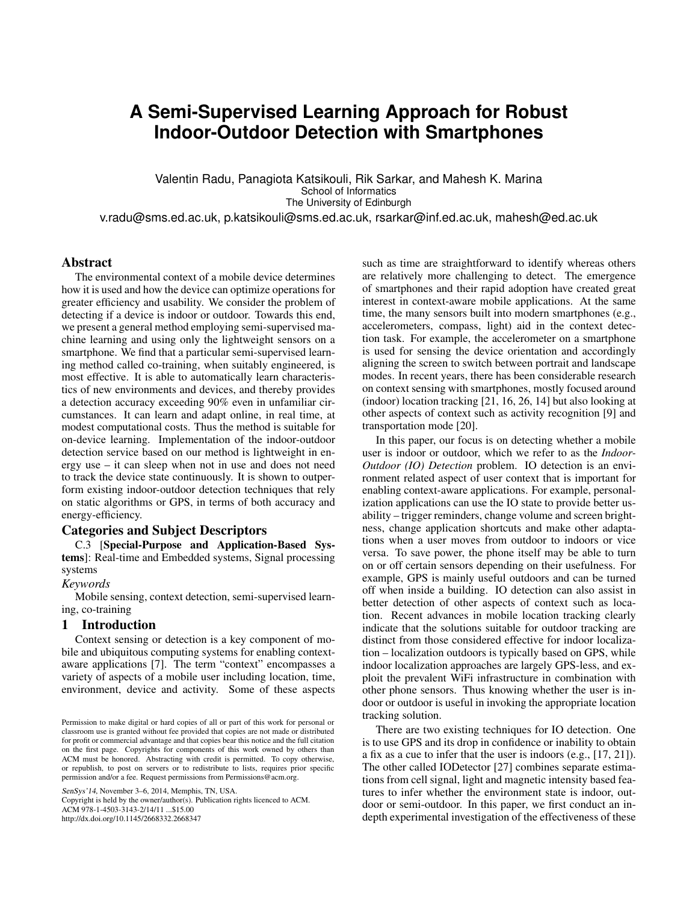# A Semi-Supervised Learning Approach for Robust Indoor-Outdoor Detection with Smartphones

Valentin Radu, Panagiota Katsikouli, Rik Sarkar, and Mahesh K. Marina
School of Informatics
The University of Edinburgh
v.radu@sms.ed.ac.uk, p.katsikouli@sms.ed.ac.uk, rsarkar@inf.ed.ac.uk, mahesh@ed.ac.uk

## Abstract

The environmental context of a mobile device determines how it is used and how the device can optimize operations for greater efficiency and usability. We consider the problem of detecting if a device is indoor or outdoor. Towards this end, we present a general method employing semi-supervised machine learning and using only the lightweight sensors on a smartphone. We find that a particular semi-supervised learning method called co-training, when suitably engineered, is most effective. It is able to automatically learn characteristics of new environments and devices, and thereby provides a detection accuracy exceeding 90% even in unfamiliar circumstances. It can learn and adapt online, in real time, at modest computational costs. Thus the method is suitable for on-device learning. Implementation of the indoor-outdoor detection service based on our method is lightweight in energy use – it can sleep when not in use and does not need to track the device state continuously. It is shown to outperform existing indoor-outdoor detection techniques that rely on static algorithms or GPS, in terms of both accuracy and energy-efficiency.

## Categories and Subject Descriptors

C.3 [**Special-Purpose and Application-Based Systems**]: Real-time and Embedded systems, Signal processing systems

*Keywords*

Mobile sensing, context detection, semi-supervised learning, co-training

## 1 Introduction

Context sensing or detection is a key component of mobile and ubiquitous computing systems for enabling context-aware applications [7]. The term "context" encompasses a variety of aspects of a mobile user including location, time, environment, device and activity. Some of these aspects such as time are straightforward to identify whereas others are relatively more challenging to detect. The emergence of smartphones and their rapid adoption have created great interest in context-aware mobile applications. At the same time, the many sensors built into modern smartphones (e.g., accelerometers, compass, light) aid in the context detection task. For example, the accelerometer on a smartphone is used for sensing the device orientation and accordingly aligning the screen to switch between portrait and landscape modes. In recent years, there has been considerable research on context sensing with smartphones, mostly focused around (indoor) location tracking [21, 16, 26, 14] but also looking at other aspects of context such as activity recognition [9] and transportation mode [20].

In this paper, our focus is on detecting whether a mobile user is indoor or outdoor, which we refer to as the *Indoor-Outdoor (IO) Detection* problem. IO detection is an environment related aspect of user context that is important for enabling context-aware applications. For example, personalization applications can use the IO state to provide better usability – trigger reminders, change volume and screen brightness, change application shortcuts and make other adaptations when a user moves from outdoor to indoors or vice versa. To save power, the phone itself may be able to turn on or off certain sensors depending on their usefulness. For example, GPS is mainly useful outdoors and can be turned off when inside a building. IO detection can also assist in better detection of other aspects of context such as location. Recent advances in mobile location tracking clearly indicate that the solutions suitable for outdoor tracking are distinct from those considered effective for indoor localization – localization outdoors is typically based on GPS, while indoor localization approaches are largely GPS-less, and exploit the prevalent WiFi infrastructure in combination with other phone sensors. Thus knowing whether the user is indoor or outdoor is useful in invoking the appropriate location tracking solution.

There are two existing techniques for IO detection. One is to use GPS and its drop in confidence or inability to obtain a fix as a cue to infer that the user is indoors (e.g., [17, 21]). The other called IODetector [27] combines separate estimations from cell signal, light and magnetic intensity based features to infer whether the environment state is indoor, outdoor or semi-outdoor. In this paper, we first conduct an in-depth experimental investigation of the effectiveness of these

Permission to make digital or hard copies of all or part of this work for personal or classroom use is granted without fee provided that copies are not made or distributed for profit or commercial advantage and that copies bear this notice and the full citation on the first page. Copyrights for components of this work owned by others than ACM must be honored. Abstracting with credit is permitted. To copy otherwise, or republish, to post on servers or to redistribute to lists, requires prior specific permission and/or a fee. Request permissions from Permissions@acm.org.

*SenSys'14*, November 3–6, 2014, Memphis, TN, USA.
Copyright is held by the owner/author(s). Publication rights licenced to ACM.
ACM 978-1-4503-3143-2/14/11 ...$15.00
http://dx.doi.org/10.1145/2668332.2668347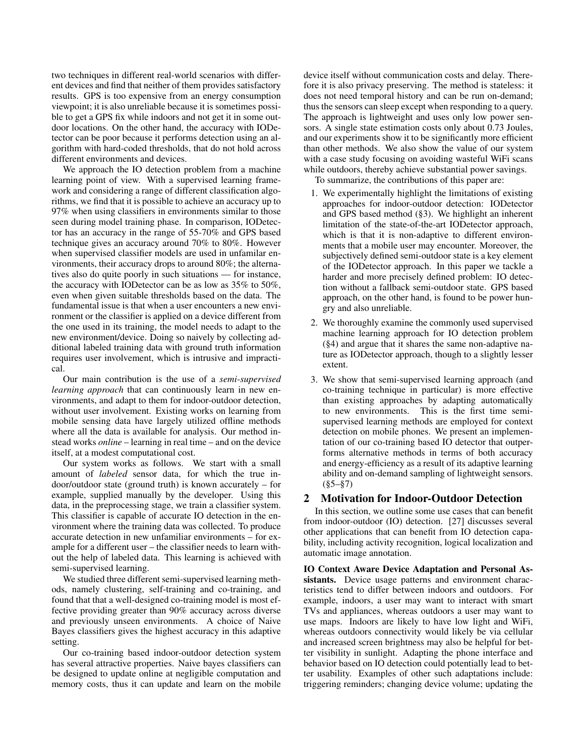two techniques in different real-world scenarios with different devices and find that neither of them provides satisfactory results. GPS is too expensive from an energy consumption viewpoint; it is also unreliable because it is sometimes possible to get a GPS fix while indoors and not get it in some outdoor locations. On the other hand, the accuracy with IODetector can be poor because it performs detection using an algorithm with hard-coded thresholds, that do not hold across different environments and devices.

We approach the IO detection problem from a machine learning point of view. With a supervised learning framework and considering a range of different classification algorithms, we find that it is possible to achieve an accuracy up to 97% when using classifiers in environments similar to those seen during model training phase. In comparison, IODetector has an accuracy in the range of 55-70% and GPS based technique gives an accuracy around 70% to 80%. However when supervised classifier models are used in unfamilar environments, their accuracy drops to around 80%; the alternatives also do quite poorly in such situations — for instance, the accuracy with IODetector can be as low as 35% to 50%, even when given suitable thresholds based on the data. The fundamental issue is that when a user encounters a new environment or the classifier is applied on a device different from the one used in its training, the model needs to adapt to the new environment/device. Doing so naively by collecting additional labeled training data with ground truth information requires user involvement, which is intrusive and impractical.

Our main contribution is the use of a *semi-supervised learning approach* that can continuously learn in new environments, and adapt to them for indoor-outdoor detection, without user involvement. Existing works on learning from mobile sensing data have largely utilized offline methods where all the data is available for analysis. Our method instead works *online* – learning in real time – and on the device itself, at a modest computational cost.

Our system works as follows. We start with a small amount of *labeled* sensor data, for which the true indoor/outdoor state (ground truth) is known accurately – for example, supplied manually by the developer. Using this data, in the preprocessing stage, we train a classifier system. This classifier is capable of accurate IO detection in the environment where the training data was collected. To produce accurate detection in new unfamiliar environments – for example for a different user – the classifier needs to learn without the help of labeled data. This learning is achieved with semi-supervised learning.

We studied three different semi-supervised learning methods, namely clustering, self-training and co-training, and found that that a well-designed co-training model is most effective providing greater than 90% accuracy across diverse and previously unseen environments. A choice of Naive Bayes classifiers gives the highest accuracy in this adaptive setting.

Our co-training based indoor-outdoor detection system has several attractive properties. Naive bayes classifiers can be designed to update online at negligible computation and memory costs, thus it can update and learn on the mobile device itself without communication costs and delay. Therefore it is also privacy preserving. The method is stateless: it does not need temporal history and can be run on-demand; thus the sensors can sleep except when responding to a query. The approach is lightweight and uses only low power sensors. A single state estimation costs only about 0.73 Joules, and our experiments show it to be significantly more efficient than other methods. We also show the value of our system with a case study focusing on avoiding wasteful WiFi scans while outdoors, thereby achieve substantial power savings.

To summarize, the contributions of this paper are:

1. We experimentally highlight the limitations of existing approaches for indoor-outdoor detection: IODetector and GPS based method (§3). We highlight an inherent limitation of the state-of-the-art IODetector approach, which is that it is non-adaptive to different environments that a mobile user may encounter. Moreover, the subjectively defined semi-outdoor state is a key element of the IODetector approach. In this paper we tackle a harder and more precisely defined problem: IO detection without a fallback semi-outdoor state. GPS based approach, on the other hand, is found to be power hungry and also unreliable.
2. We thoroughly examine the commonly used supervised machine learning approach for IO detection problem (§4) and argue that it shares the same non-adaptive nature as IODetector approach, though to a slightly lesser extent.
3. We show that semi-supervised learning approach (and co-training technique in particular) is more effective than existing approaches by adapting automatically to new environments. This is the first time semi-supervised learning methods are employed for context detection on mobile phones. We present an implementation of our co-training based IO detector that outperforms alternative methods in terms of both accuracy and energy-efficiency as a result of its adaptive learning ability and on-demand sampling of lightweight sensors. (§5–§7)

## 2 Motivation for Indoor-Outdoor Detection

In this section, we outline some use cases that can benefit from indoor-outdoor (IO) detection. [27] discusses several other applications that can benefit from IO detection capability, including activity recognition, logical localization and automatic image annotation.

**IO Context Aware Device Adaptation and Personal Assistants.** Device usage patterns and environment characteristics tend to differ between indoors and outdoors. For example, indoors, a user may want to interact with smart TVs and appliances, whereas outdoors a user may want to use maps. Indoors are likely to have low light and WiFi, whereas outdoors connectivity would likely be via cellular and increased screen brightness may also be helpful for better visibility in sunlight. Adapting the phone interface and behavior based on IO detection could potentially lead to better usability. Examples of other such adaptations include: triggering reminders; changing device volume; updating the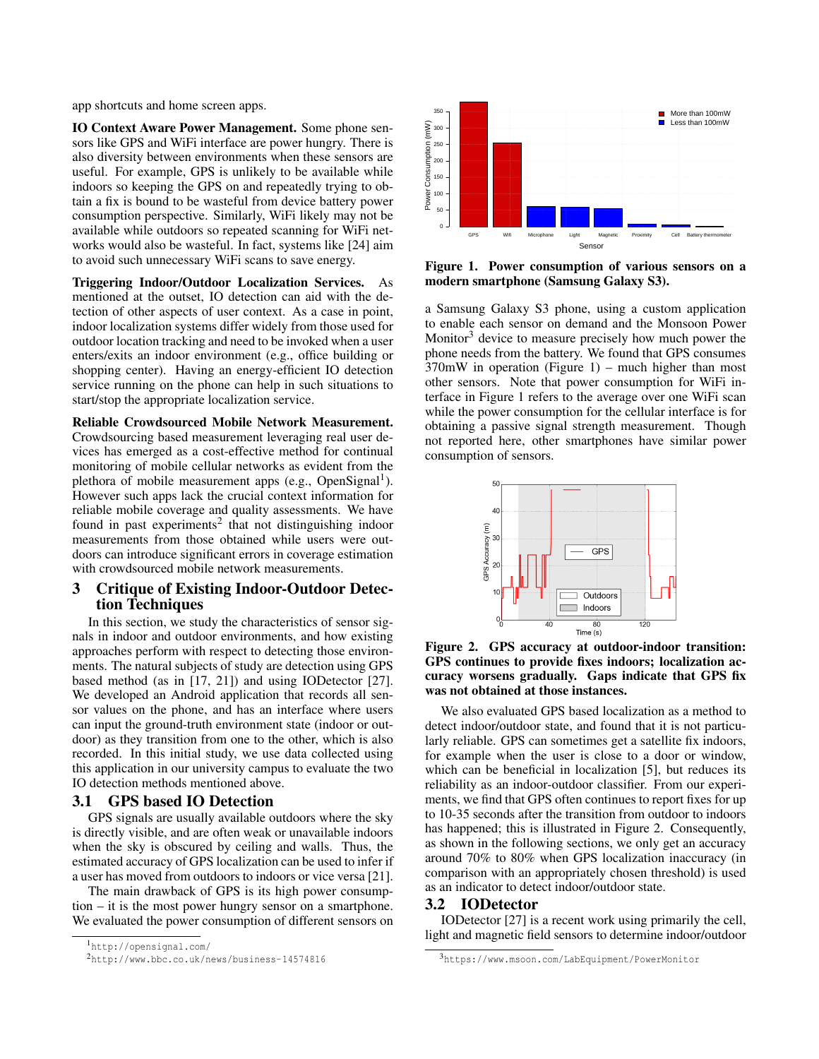app shortcuts and home screen apps.

**IO Context Aware Power Management.** Some phone sensors like GPS and WiFi interface are power hungry. There is also diversity between environments when these sensors are useful. For example, GPS is unlikely to be available while indoors so keeping the GPS on and repeatedly trying to obtain a fix is bound to be wasteful from device battery power consumption perspective. Similarly, WiFi likely may not be available while outdoors so repeated scanning for WiFi networks would also be wasteful. In fact, systems like [24] aim to avoid such unnecessary WiFi scans to save energy.

**Triggering Indoor/Outdoor Localization Services.** As mentioned at the outset, IO detection can aid with the detection of other aspects of user context. As a case in point, indoor localization systems differ widely from those used for outdoor location tracking and need to be invoked when a user enters/exits an indoor environment (e.g., office building or shopping center). Having an energy-efficient IO detection service running on the phone can help in such situations to start/stop the appropriate localization service.

**Reliable Crowdsourced Mobile Network Measurement.** Crowdsourcing based measurement leveraging real user devices has emerged as a cost-effective method for continual monitoring of mobile cellular networks as evident from the plethora of mobile measurement apps (e.g., OpenSignal[1]). However such apps lack the crucial context information for reliable mobile coverage and quality assessments. We have found in past experiments[2] that not distinguishing indoor measurements from those obtained while users were outdoors can introduce significant errors in coverage estimation with crowdsourced mobile network measurements.

## 3 Critique of Existing Indoor-Outdoor Detection Techniques

In this section, we study the characteristics of sensor signals in indoor and outdoor environments, and how existing approaches perform with respect to detecting those environments. The natural subjects of study are detection using GPS based method (as in [17, 21]) and using IODetector [27]. We developed an Android application that records all sensor values on the phone, and has an interface where users can input the ground-truth environment state (indoor or outdoor) as they transition from one to the other, which is also recorded. In this initial study, we use data collected using this application in our university campus to evaluate the two IO detection methods mentioned above.

### 3.1 GPS based IO Detection

GPS signals are usually available outdoors where the sky is directly visible, and are often weak or unavailable indoors when the sky is obscured by ceiling and walls. Thus, the estimated accuracy of GPS localization can be used to infer if a user has moved from outdoors to indoors or vice versa [21].

The main drawback of GPS is its high power consumption – it is the most power hungry sensor on a smartphone. We evaluated the power consumption of different sensors on a Samsung Galaxy S3 phone, using a custom application to enable each sensor on demand and the Monsoon Power Monitor[3] device to measure precisely how much power the phone needs from the battery. We found that GPS consumes 370mW in operation (Figure 1) – much higher than most other sensors. Note that power consumption for WiFi interface in Figure 1 refers to the average over one WiFi scan while the power consumption for the cellular interface is for obtaining a passive signal strength measurement. Though not reported here, other smartphones have similar power consumption of sensors.

**Figure 1. Power consumption of various sensors on a modern smartphone (Samsung Galaxy S3).**

**Figure 2. GPS accuracy at outdoor-indoor transition: GPS continues to provide fixes indoors; localization accuracy worsens gradually. Gaps indicate that GPS fix was not obtained at those instances.**

We also evaluated GPS based localization as a method to detect indoor/outdoor state, and found that it is not particularly reliable. GPS can sometimes get a satellite fix indoors, for example when the user is close to a door or window, which can be beneficial in localization [5], but reduces its reliability as an indoor-outdoor classifier. From our experiments, we find that GPS often continues to report fixes for up to 10-35 seconds after the transition from outdoor to indoors has happened; this is illustrated in Figure 2. Consequently, as shown in the following sections, we only get an accuracy around 70% to 80% when GPS localization inaccuracy (in comparison with an appropriately chosen threshold) is used as an indicator to detect indoor/outdoor state.

### 3.2 IODetector

IODetector [27] is a recent work using primarily the cell, light and magnetic field sensors to determine indoor/outdoor

[1] http://opensignal.com/

[2] http://www.bbc.co.uk/news/business-14574816

[3] https://www.msoon.com/LabEquipment/PowerMonitor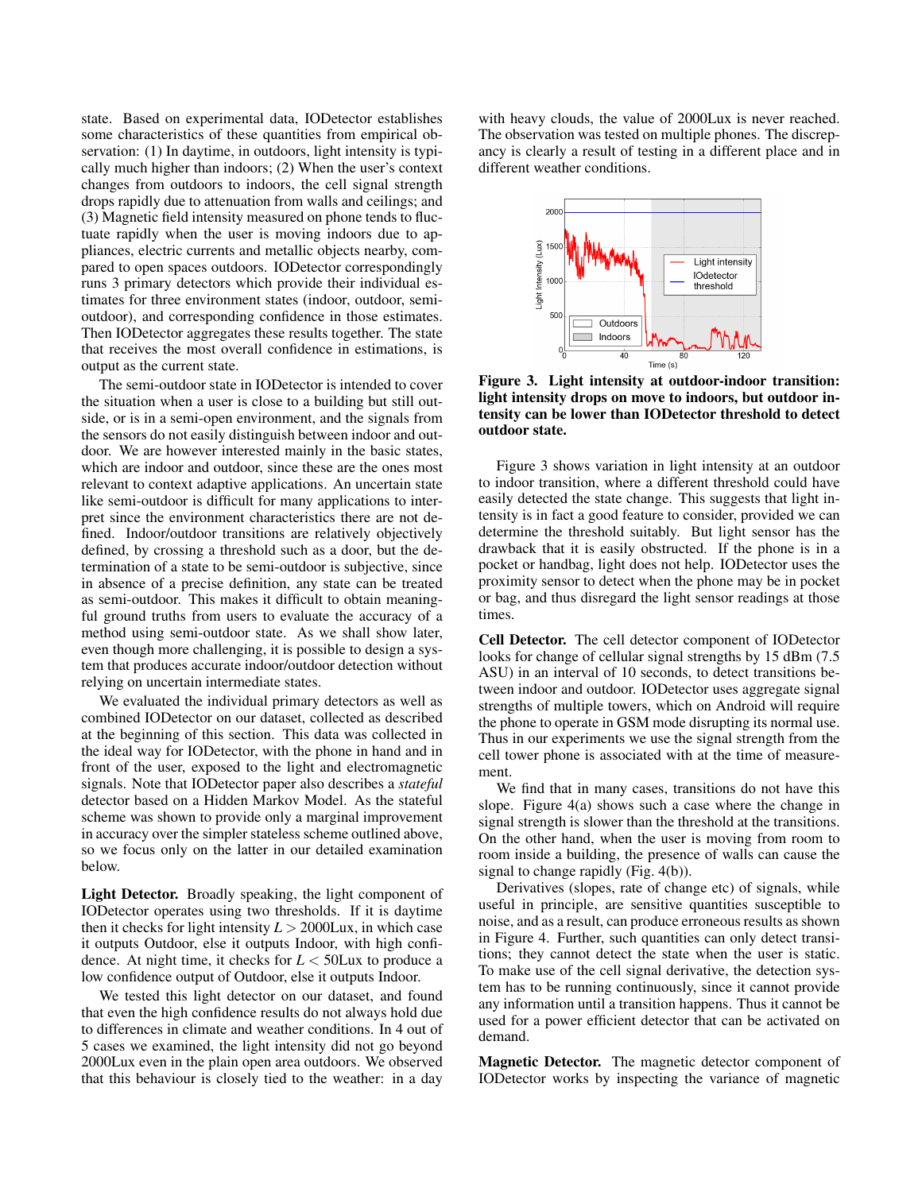state. Based on experimental data, IODetector establishes some characteristics of these quantities from empirical observation: (1) In daytime, in outdoors, light intensity is typically much higher than indoors; (2) When the user's context changes from outdoors to indoors, the cell signal strength drops rapidly due to attenuation from walls and ceilings; and (3) Magnetic field intensity measured on phone tends to fluctuate rapidly when the user is moving indoors due to appliances, electric currents and metallic objects nearby, compared to open spaces outdoors. IODetector correspondingly runs 3 primary detectors which provide their individual estimates for three environment states (indoor, outdoor, semi-outdoor), and corresponding confidence in those estimates. Then IODetector aggregates these results together. The state that receives the most overall confidence in estimations, is output as the current state.

The semi-outdoor state in IODetector is intended to cover the situation when a user is close to a building but still outside, or is in a semi-open environment, and the signals from the sensors do not easily distinguish between indoor and outdoor. We are however interested mainly in the basic states, which are indoor and outdoor, since these are the ones most relevant to context adaptive applications. An uncertain state like semi-outdoor is difficult for many applications to interpret since the environment characteristics there are not defined. Indoor/outdoor transitions are relatively objectively defined, by crossing a threshold such as a door, but the determination of a state to be semi-outdoor is subjective, since in absence of a precise definition, any state can be treated as semi-outdoor. This makes it difficult to obtain meaningful ground truths from users to evaluate the accuracy of a method using semi-outdoor state. As we shall show later, even though more challenging, it is possible to design a system that produces accurate indoor/outdoor detection without relying on uncertain intermediate states.

We evaluated the individual primary detectors as well as combined IODetector on our dataset, collected as described at the beginning of this section. This data was collected in the ideal way for IODetector, with the phone in hand and in front of the user, exposed to the light and electromagnetic signals. Note that IODetector paper also describes a *stateful* detector based on a Hidden Markov Model. As the stateful scheme was shown to provide only a marginal improvement in accuracy over the simpler stateless scheme outlined above, so we focus only on the latter in our detailed examination below.

**Light Detector.** Broadly speaking, the light component of IODetector operates using two thresholds. If it is daytime then it checks for light intensity $L > 2000$Lux, in which case it outputs Outdoor, else it outputs Indoor, with high confidence. At night time, it checks for $L < 50$Lux to produce a low confidence output of Outdoor, else it outputs Indoor.

We tested this light detector on our dataset, and found that even the high confidence results do not always hold due to differences in climate and weather conditions. In 4 out of 5 cases we examined, the light intensity did not go beyond 2000Lux even in the plain open area outdoors. We observed that this behaviour is closely tied to the weather: in a day with heavy clouds, the value of 2000Lux is never reached. The observation was tested on multiple phones. The discrepancy is clearly a result of testing in a different place and in different weather conditions.

2000
1500
1000
500
0
Light Intensity (Lux)
0
40
80
120
Time (s)
Light intensity
IOdetector threshold
Outdoors
Indoors

**Figure 3. Light intensity at outdoor-indoor transition: light intensity drops on move to indoors, but outdoor intensity can be lower than IODetector threshold to detect outdoor state.**

Figure 3 shows variation in light intensity at an outdoor to indoor transition, where a different threshold could have easily detected the state change. This suggests that light intensity is in fact a good feature to consider, provided we can determine the threshold suitably. But light sensor has the drawback that it is easily obstructed. If the phone is in a pocket or handbag, light does not help. IODetector uses the proximity sensor to detect when the phone may be in pocket or bag, and thus disregard the light sensor readings at those times.

**Cell Detector.** The cell detector component of IODetector looks for change of cellular signal strengths by 15 dBm (7.5 ASU) in an interval of 10 seconds, to detect transitions between indoor and outdoor. IODetector uses aggregate signal strengths of multiple towers, which on Android will require the phone to operate in GSM mode disrupting its normal use. Thus in our experiments we use the signal strength from the cell tower phone is associated with at the time of measurement.

We find that in many cases, transitions do not have this slope. Figure 4(a) shows such a case where the change in signal strength is slower than the threshold at the transitions. On the other hand, when the user is moving from room to room inside a building, the presence of walls can cause the signal to change rapidly (Fig. 4(b)).

Derivatives (slopes, rate of change etc) of signals, while useful in principle, are sensitive quantities susceptible to noise, and as a result, can produce erroneous results as shown in Figure 4. Further, such quantities can only detect transitions; they cannot detect the state when the user is static. To make use of the cell signal derivative, the detection system has to be running continuously, since it cannot provide any information until a transition happens. Thus it cannot be used for a power efficient detector that can be activated on demand.

**Magnetic Detector.** The magnetic detector component of IODetector works by inspecting the variance of magnetic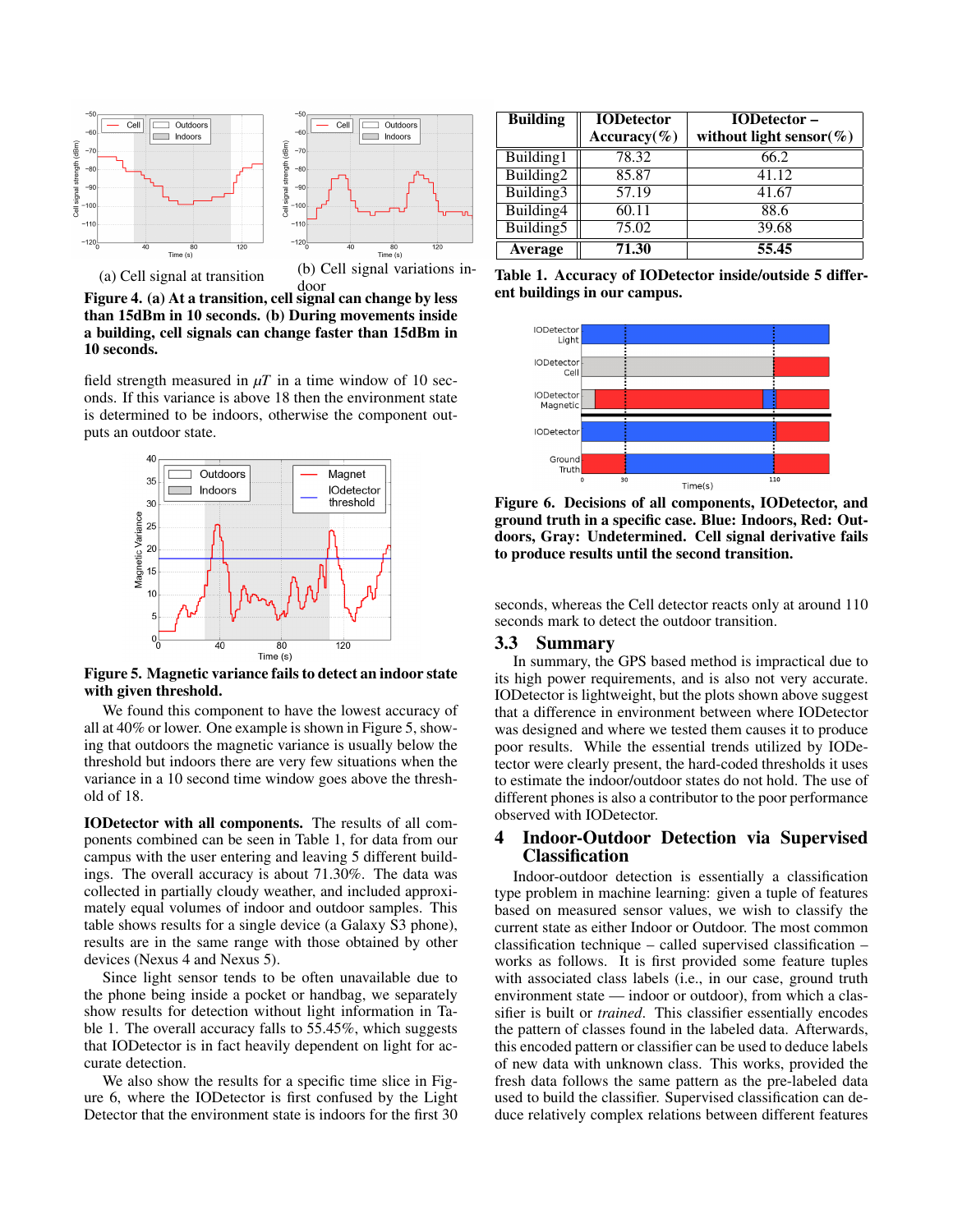(a) Cell signal at transition

(b) Cell signal variations indoor

**Figure 4. (a) At a transition, cell signal can change by less than 15dBm in 10 seconds. (b) During movements inside a building, cell signals can change faster than 15dBm in 10 seconds.**

field strength measured in $\mu T$ in a time window of 10 seconds. If this variance is above 18 then the environment state is determined to be indoors, otherwise the component outputs an outdoor state.

**Figure 5. Magnetic variance fails to detect an indoor state with given threshold.**

We found this component to have the lowest accuracy of all at 40% or lower. One example is shown in Figure 5, showing that outdoors the magnetic variance is usually below the threshold but indoors there are very few situations when the variance in a 10 second time window goes above the threshold of 18.

**IODetector with all components.** The results of all components combined can be seen in Table 1, for data from our campus with the user entering and leaving 5 different buildings. The overall accuracy is about 71.30%. The data was collected in partially cloudy weather, and included approximately equal volumes of indoor and outdoor samples. This table shows results for a single device (a Galaxy S3 phone), results are in the same range with those obtained by other devices (Nexus 4 and Nexus 5).

Since light sensor tends to be often unavailable due to the phone being inside a pocket or handbag, we separately show results for detection without light information in Table 1. The overall accuracy falls to 55.45%, which suggests that IODetector is in fact heavily dependent on light for accurate detection.

We also show the results for a specific time slice in Figure 6, where the IODetector is first confused by the Light Detector that the environment state is indoors for the first 30 seconds, whereas the Cell detector reacts only at around 110 seconds mark to detect the outdoor transition.

| Building | IODetector Accuracy(%) | IODetector – without light sensor(%) |
|---|---|---|
| Building1 | 78.32 | 66.2 |
| Building2 | 85.87 | 41.12 |
| Building3 | 57.19 | 41.67 |
| Building4 | 60.11 | 88.6 |
| Building5 | 75.02 | 39.68 |
| **Average** | **71.30** | **55.45** |

**Table 1. Accuracy of IODetector inside/outside 5 different buildings in our campus.**

**Figure 6. Decisions of all components, IODetector, and ground truth in a specific case. Blue: Indoors, Red: Outdoors, Gray: Undetermined. Cell signal derivative fails to produce results until the second transition.**

### 3.3 Summary

In summary, the GPS based method is impractical due to its high power requirements, and is also not very accurate. IODetector is lightweight, but the plots shown above suggest that a difference in environment between where IODetector was designed and where we tested them causes it to produce poor results. While the essential trends utilized by IODetector were clearly present, the hard-coded thresholds it uses to estimate the indoor/outdoor states do not hold. The use of different phones is also a contributor to the poor performance observed with IODetector.

## 4 Indoor-Outdoor Detection via Supervised Classification

Indoor-outdoor detection is essentially a classification type problem in machine learning: given a tuple of features based on measured sensor values, we wish to classify the current state as either Indoor or Outdoor. The most common classification technique – called supervised classification – works as follows. It is first provided some feature tuples with associated class labels (i.e., in our case, ground truth environment state — indoor or outdoor), from which a classifier is built or *trained*. This classifier essentially encodes the pattern of classes found in the labeled data. Afterwards, this encoded pattern or classifier can be used to deduce labels of new data with unknown class. This works, provided the fresh data follows the same pattern as the pre-labeled data used to build the classifier. Supervised classification can deduce relatively complex relations between different features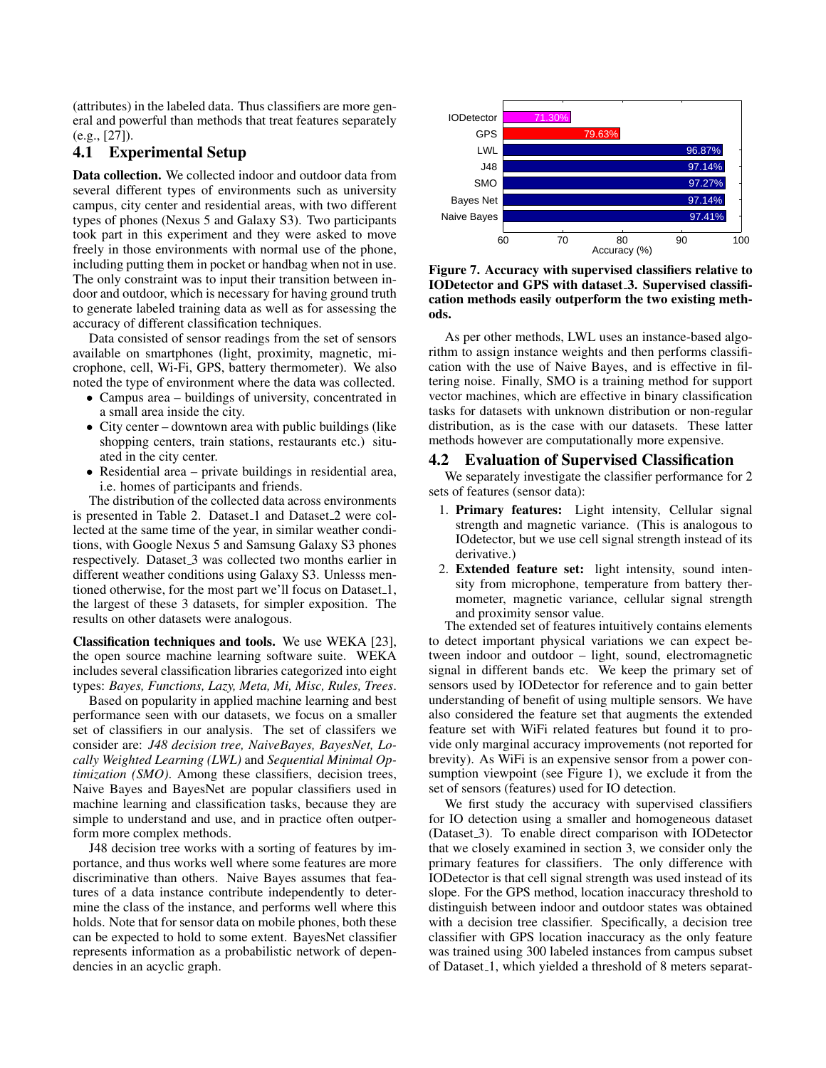(attributes) in the labeled data. Thus classifiers are more general and powerful than methods that treat features separately (e.g., [27]).

## 4.1 Experimental Setup

**Data collection.** We collected indoor and outdoor data from several different types of environments such as university campus, city center and residential areas, with two different types of phones (Nexus 5 and Galaxy S3). Two participants took part in this experiment and they were asked to move freely in those environments with normal use of the phone, including putting them in pocket or handbag when not in use. The only constraint was to input their transition between indoor and outdoor, which is necessary for having ground truth to generate labeled training data as well as for assessing the accuracy of different classification techniques.

Data consisted of sensor readings from the set of sensors available on smartphones (light, proximity, magnetic, microphone, cell, Wi-Fi, GPS, battery thermometer). We also noted the type of environment where the data was collected.

- Campus area – buildings of university, concentrated in a small area inside the city.
- City center – downtown area with public buildings (like shopping centers, train stations, restaurants etc.) situated in the city center.
- Residential area – private buildings in residential area, i.e. homes of participants and friends.

The distribution of the collected data across environments is presented in Table 2. Dataset_1 and Dataset_2 were collected at the same time of the year, in similar weather conditions, with Google Nexus 5 and Samsung Galaxy S3 phones respectively. Dataset_3 was collected two months earlier in different weather conditions using Galaxy S3. Unlesss mentioned otherwise, for the most part we'll focus on Dataset_1, the largest of these 3 datasets, for simpler exposition. The results on other datasets were analogous.

**Classification techniques and tools.** We use WEKA [23], the open source machine learning software suite. WEKA includes several classification libraries categorized into eight types: *Bayes, Functions, Lazy, Meta, Mi, Misc, Rules, Trees*.

Based on popularity in applied machine learning and best performance seen with our datasets, we focus on a smaller set of classifiers in our analysis. The set of classifers we consider are: *J48 decision tree, NaiveBayes, BayesNet, Locally Weighted Learning (LWL)* and *Sequential Minimal Optimization (SMO)*. Among these classifiers, decision trees, Naive Bayes and BayesNet are popular classifiers used in machine learning and classification tasks, because they are simple to understand and use, and in practice often outperform more complex methods.

J48 decision tree works with a sorting of features by importance, and thus works well where some features are more discriminative than others. Naive Bayes assumes that features of a data instance contribute independently to determine the class of the instance, and performs well where this holds. Note that for sensor data on mobile phones, this can be expected to hold to some extent. BayesNet classifier represents information as a probabilistic network of dependencies in an acyclic graph.

| Classifier | Accuracy (%) |
|---|---|
| IODetector | 71.30% |
| GPS | 79.63% |
| LWL | 96.87% |
| J48 | 97.14% |
| SMO | 97.27% |
| Bayes Net | 97.14% |
| Naive Bayes | 97.41% |

**Figure 7. Accuracy with supervised classifiers relative to IODetector and GPS with dataset_3. Supervised classification methods easily outperform the two existing methods.**

As per other methods, LWL uses an instance-based algorithm to assign instance weights and then performs classification with the use of Naive Bayes, and is effective in filtering noise. Finally, SMO is a training method for support vector machines, which are effective in binary classification tasks for datasets with unknown distribution or non-regular distribution, as is the case with our datasets. These latter methods however are computationally more expensive.

## 4.2 Evaluation of Supervised Classification

We separately investigate the classifier performance for 2 sets of features (sensor data):

1. **Primary features:** Light intensity, Cellular signal strength and magnetic variance. (This is analogous to IOdetector, but we use cell signal strength instead of its derivative.)
2. **Extended feature set:** light intensity, sound intensity from microphone, temperature from battery thermometer, magnetic variance, cellular signal strength and proximity sensor value.

The extended set of features intuitively contains elements to detect important physical variations we can expect between indoor and outdoor – light, sound, electromagnetic signal in different bands etc. We keep the primary set of sensors used by IODetector for reference and to gain better understanding of benefit of using multiple sensors. We have also considered the feature set that augments the extended feature set with WiFi related features but found it to provide only marginal accuracy improvements (not reported for brevity). As WiFi is an expensive sensor from a power consumption viewpoint (see Figure 1), we exclude it from the set of sensors (features) used for IO detection.

We first study the accuracy with supervised classifiers for IO detection using a smaller and homogeneous dataset (Dataset_3). To enable direct comparison with IODetector that we closely examined in section 3, we consider only the primary features for classifiers. The only difference with IODetector is that cell signal strength was used instead of its slope. For the GPS method, location inaccuracy threshold to distinguish between indoor and outdoor states was obtained with a decision tree classifier. Specifically, a decision tree classifier with GPS location inaccuracy as the only feature was trained using 300 labeled instances from campus subset of Dataset_1, which yielded a threshold of 8 meters separat-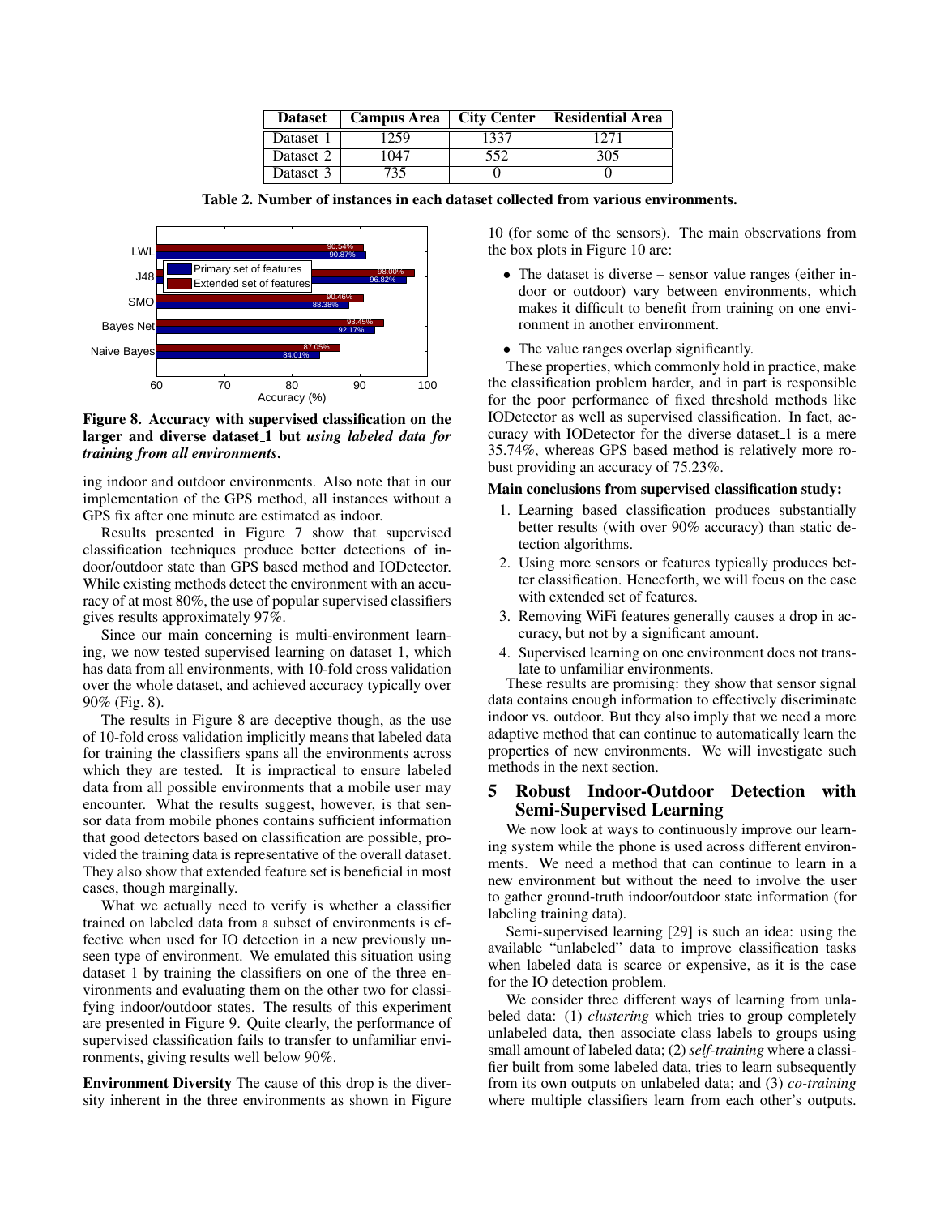| Dataset | Campus Area | City Center | Residential Area |
|---|---|---|---|
| Dataset_1 | 1259 | 1337 | 1271 |
| Dataset_2 | 1047 | 552 | 305 |
| Dataset_3 | 735 | 0 | 0 |

**Table 2. Number of instances in each dataset collected from various environments.**

**Figure 8. Accuracy with supervised classification on the larger and diverse dataset_1 but *using labeled data for training from all environments*.**

ing indoor and outdoor environments. Also note that in our implementation of the GPS method, all instances without a GPS fix after one minute are estimated as indoor.

Results presented in Figure 7 show that supervised classification techniques produce better detections of indoor/outdoor state than GPS based method and IODetector. While existing methods detect the environment with an accuracy of at most 80%, the use of popular supervised classifiers gives results approximately 97%.

Since our main concerning is multi-environment learning, we now tested supervised learning on dataset_1, which has data from all environments, with 10-fold cross validation over the whole dataset, and achieved accuracy typically over 90% (Fig. 8).

The results in Figure 8 are deceptive though, as the use of 10-fold cross validation implicitly means that labeled data for training the classifiers spans all the environments across which they are tested. It is impractical to ensure labeled data from all possible environments that a mobile user may encounter. What the results suggest, however, is that sensor data from mobile phones contains sufficient information that good detectors based on classification are possible, provided the training data is representative of the overall dataset. They also show that extended feature set is beneficial in most cases, though marginally.

What we actually need to verify is whether a classifier trained on labeled data from a subset of environments is effective when used for IO detection in a new previously unseen type of environment. We emulated this situation using dataset_1 by training the classifiers on one of the three environments and evaluating them on the other two for classifying indoor/outdoor states. The results of this experiment are presented in Figure 9. Quite clearly, the performance of supervised classification fails to transfer to unfamiliar environments, giving results well below 90%.

**Environment Diversity** The cause of this drop is the diversity inherent in the three environments as shown in Figure 10 (for some of the sensors). The main observations from the box plots in Figure 10 are:

- The dataset is diverse – sensor value ranges (either indoor or outdoor) vary between environments, which makes it difficult to benefit from training on one environment in another environment.
- The value ranges overlap significantly.

These properties, which commonly hold in practice, make the classification problem harder, and in part is responsible for the poor performance of fixed threshold methods like IODetector as well as supervised classification. In fact, accuracy with IODetector for the diverse dataset_1 is a mere 35.74%, whereas GPS based method is relatively more robust providing an accuracy of 75.23%.

**Main conclusions from supervised classification study:**

1. Learning based classification produces substantially better results (with over 90% accuracy) than static detection algorithms.
2. Using more sensors or features typically produces better classification. Henceforth, we will focus on the case with extended set of features.
3. Removing WiFi features generally causes a drop in accuracy, but not by a significant amount.
4. Supervised learning on one environment does not translate to unfamiliar environments.

These results are promising: they show that sensor signal data contains enough information to effectively discriminate indoor vs. outdoor. But they also imply that we need a more adaptive method that can continue to automatically learn the properties of new environments. We will investigate such methods in the next section.

## 5 Robust Indoor-Outdoor Detection with Semi-Supervised Learning

We now look at ways to continuously improve our learning system while the phone is used across different environments. We need a method that can continue to learn in a new environment but without the need to involve the user to gather ground-truth indoor/outdoor state information (for labeling training data).

Semi-supervised learning [29] is such an idea: using the available "unlabeled" data to improve classification tasks when labeled data is scarce or expensive, as it is the case for the IO detection problem.

We consider three different ways of learning from unlabeled data: (1) *clustering* which tries to group completely unlabeled data, then associate class labels to groups using small amount of labeled data; (2) *self-training* where a classifier built from some labeled data, tries to learn subsequently from its own outputs on unlabeled data; and (3) *co-training* where multiple classifiers learn from each other's outputs.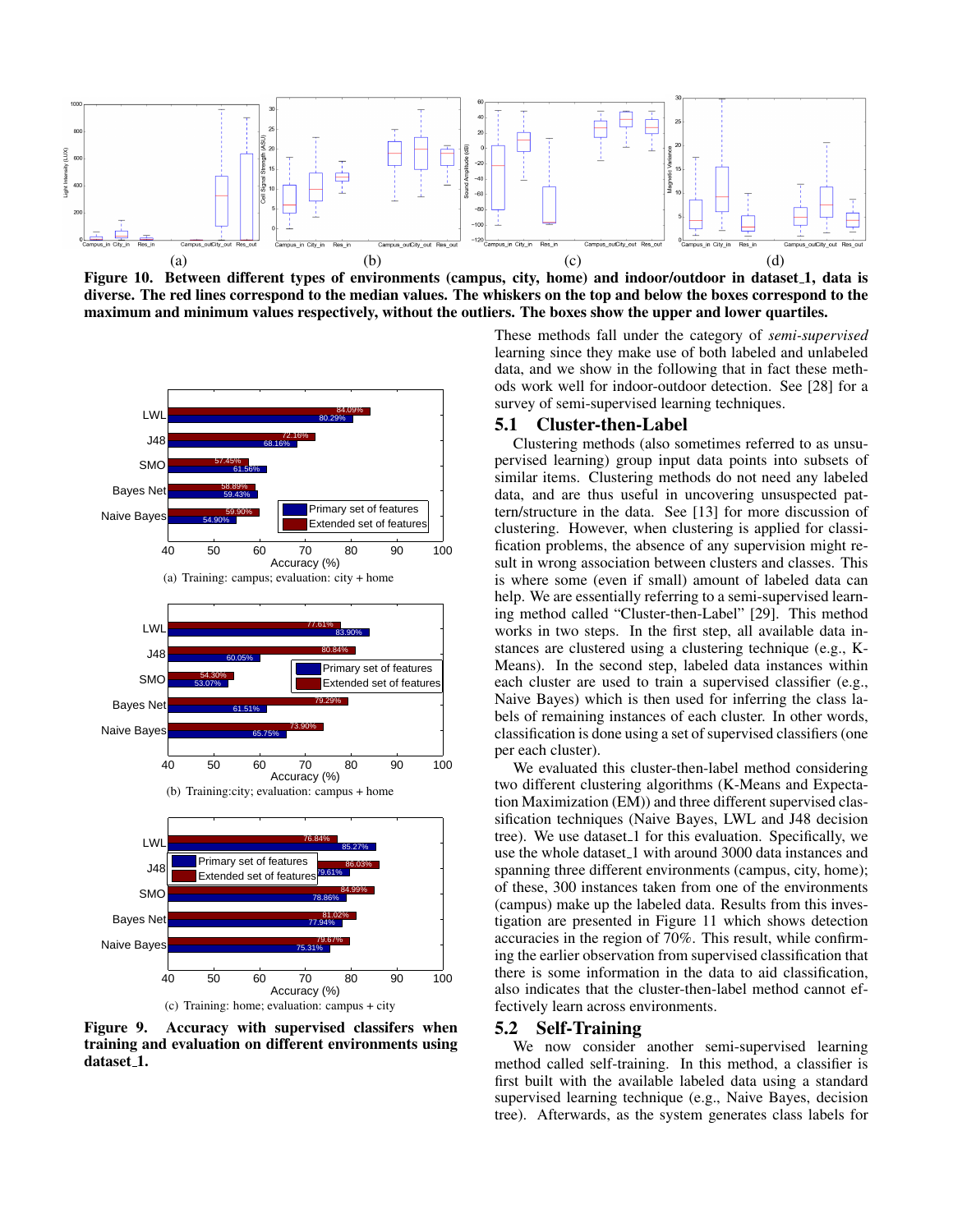(a) (b) (c) (d)

**Figure 10. Between different types of environments (campus, city, home) and indoor/outdoor in dataset_1, data is diverse. The red lines correspond to the median values. The whiskers on the top and below the boxes correspond to the maximum and minimum values respectively, without the outliers. The boxes show the upper and lower quartiles.**

(a) Training: campus; evaluation: city + home

(b) Training:city; evaluation: campus + home

(c) Training: home; evaluation: campus + city

**Figure 9. Accuracy with supervised classifers when training and evaluation on different environments using dataset_1.**

These methods fall under the category of *semi-supervised* learning since they make use of both labeled and unlabeled data, and we show in the following that in fact these methods work well for indoor-outdoor detection. See [28] for a survey of semi-supervised learning techniques.

## 5.1 Cluster-then-Label

Clustering methods (also sometimes referred to as unsupervised learning) group input data points into subsets of similar items. Clustering methods do not need any labeled data, and are thus useful in uncovering unsuspected pattern/structure in the data. See [13] for more discussion of clustering. However, when clustering is applied for classification problems, the absence of any supervision might result in wrong association between clusters and classes. This is where some (even if small) amount of labeled data can help. We are essentially referring to a semi-supervised learning method called "Cluster-then-Label" [29]. This method works in two steps. In the first step, all available data instances are clustered using a clustering technique (e.g., K-Means). In the second step, labeled data instances within each cluster are used to train a supervised classifier (e.g., Naive Bayes) which is then used for inferring the class labels of remaining instances of each cluster. In other words, classification is done using a set of supervised classifiers (one per each cluster).

We evaluated this cluster-then-label method considering two different clustering algorithms (K-Means and Expectation Maximization (EM)) and three different supervised classification techniques (Naive Bayes, LWL and J48 decision tree). We use dataset_1 for this evaluation. Specifically, we use the whole dataset_1 with around 3000 data instances and spanning three different environments (campus, city, home); of these, 300 instances taken from one of the environments (campus) make up the labeled data. Results from this investigation are presented in Figure 11 which shows detection accuracies in the region of 70%. This result, while confirming the earlier observation from supervised classification that there is some information in the data to aid classification, also indicates that the cluster-then-label method cannot effectively learn across environments.

## 5.2 Self-Training

We now consider another semi-supervised learning method called self-training. In this method, a classifier is first built with the available labeled data using a standard supervised learning technique (e.g., Naive Bayes, decision tree). Afterwards, as the system generates class labels for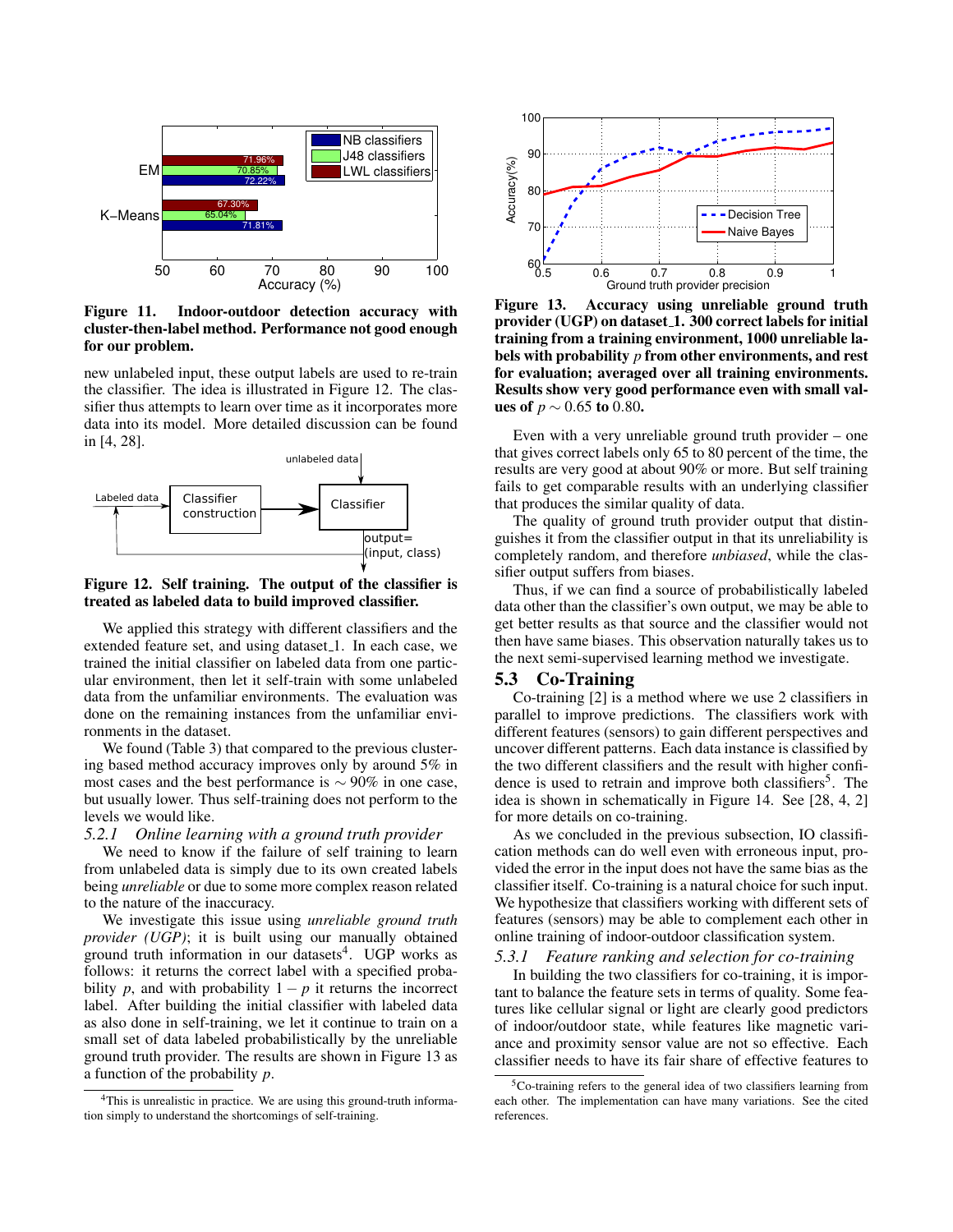Figure 11. Indoor-outdoor detection accuracy with cluster-then-label method. Performance not good enough for our problem.

new unlabeled input, these output labels are used to re-train the classifier. The idea is illustrated in Figure 12. The classifier thus attempts to learn over time as it incorporates more data into its model. More detailed discussion can be found in [4, 28].

Figure 12. Self training. The output of the classifier is treated as labeled data to build improved classifier.

We applied this strategy with different classifiers and the extended feature set, and using dataset_1. In each case, we trained the initial classifier on labeled data from one particular environment, then let it self-train with some unlabeled data from the unfamiliar environments. The evaluation was done on the remaining instances from the unfamiliar environments in the dataset.

We found (Table 3) that compared to the previous clustering based method accuracy improves only by around 5% in most cases and the best performance is $\sim 90\%$ in one case, but usually lower. Thus self-training does not perform to the levels we would like.

### 5.2.1 Online learning with a ground truth provider

We need to know if the failure of self training to learn from unlabeled data is simply due to its own created labels being *unreliable* or due to some more complex reason related to the nature of the inaccuracy.

We investigate this issue using *unreliable ground truth provider (UGP)*; it is built using our manually obtained ground truth information in our datasets[4]. UGP works as follows: it returns the correct label with a specified probability $p$, and with probability $1 - p$ it returns the incorrect label. After building the initial classifier with labeled data as also done in self-training, we let it continue to train on a small set of data labeled probabilistically by the unreliable ground truth provider. The results are shown in Figure 13 as a function of the probability $p$.

[4]This is unrealistic in practice. We are using this ground-truth information simply to understand the shortcomings of self-training.

Figure 13. Accuracy using unreliable ground truth provider (UGP) on dataset_1. 300 correct labels for initial training from a training environment, 1000 unreliable labels with probability $p$ from other environments, and rest for evaluation; averaged over all training environments. Results show very good performance even with small values of $p \sim 0.65$ to $0.80$.

Even with a very unreliable ground truth provider – one that gives correct labels only 65 to 80 percent of the time, the results are very good at about 90% or more. But self training fails to get comparable results with an underlying classifier that produces the similar quality of data.

The quality of ground truth provider output that distinguishes it from the classifier output in that its unreliability is completely random, and therefore *unbiased*, while the classifier output suffers from biases.

Thus, if we can find a source of probabilistically labeled data other than the classifier's own output, we may be able to get better results as that source and the classifier would not then have same biases. This observation naturally takes us to the next semi-supervised learning method we investigate.

## 5.3 Co-Training

Co-training [2] is a method where we use 2 classifiers in parallel to improve predictions. The classifiers work with different features (sensors) to gain different perspectives and uncover different patterns. Each data instance is classified by the two different classifiers and the result with higher confidence is used to retrain and improve both classifiers[5]. The idea is shown in schematically in Figure 14. See [28, 4, 2] for more details on co-training.

As we concluded in the previous subsection, IO classification methods can do well even with erroneous input, provided the error in the input does not have the same bias as the classifier itself. Co-training is a natural choice for such input. We hypothesize that classifiers working with different sets of features (sensors) may be able to complement each other in online training of indoor-outdoor classification system.

### 5.3.1 Feature ranking and selection for co-training

In building the two classifiers for co-training, it is important to balance the feature sets in terms of quality. Some features like cellular signal or light are clearly good predictors of indoor/outdoor state, while features like magnetic variance and proximity sensor value are not so effective. Each classifier needs to have its fair share of effective features to

[5]Co-training refers to the general idea of two classifiers learning from each other. The implementation can have many variations. See the cited references.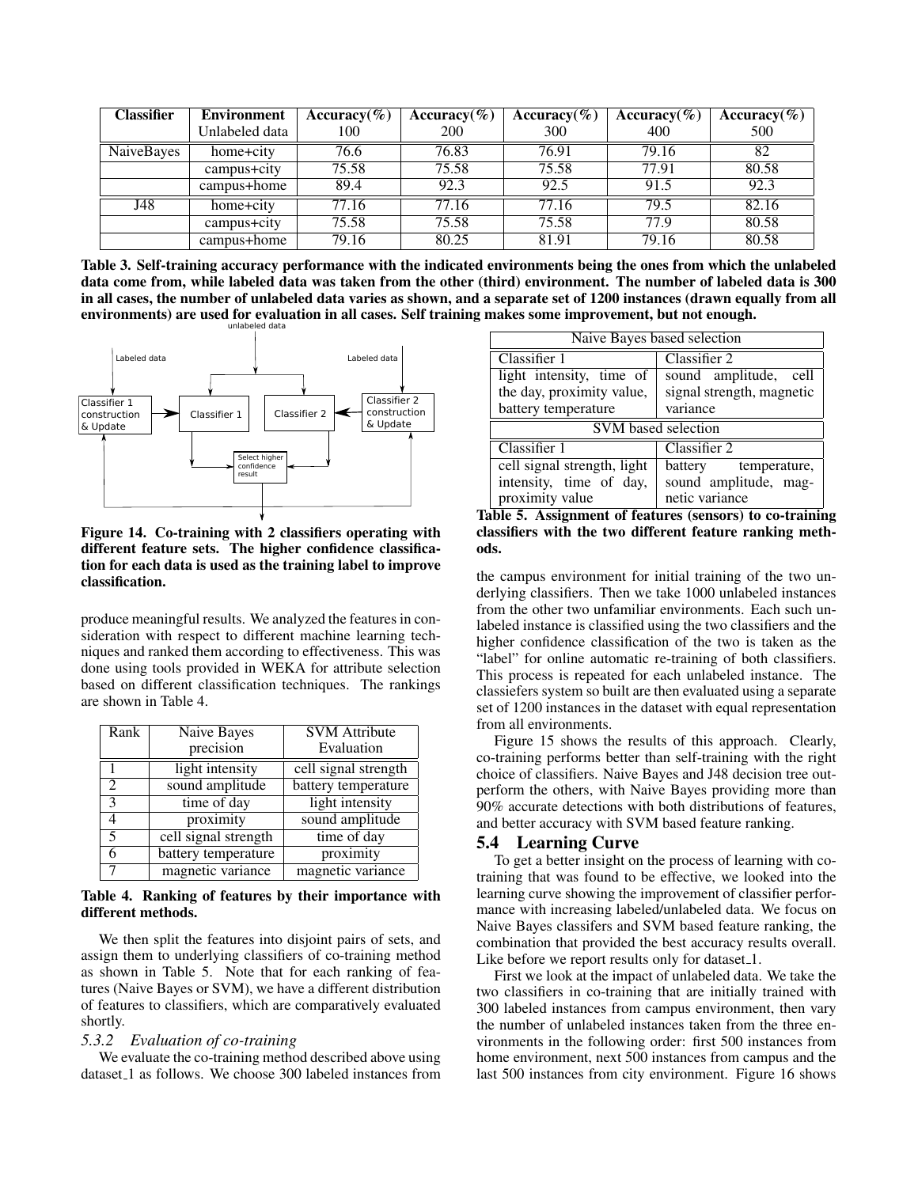| Classifier | Environment Unlabeled data | Accuracy(%) 100 | Accuracy(%) 200 | Accuracy(%) 300 | Accuracy(%) 400 | Accuracy(%) 500 |
|---|---|---|---|---|---|---|
| NaiveBayes | home+city | 76.6 | 76.83 | 76.91 | 79.16 | 82 |
| | campus+city | 75.58 | 75.58 | 75.58 | 77.91 | 80.58 |
| | campus+home | 89.4 | 92.3 | 92.5 | 91.5 | 92.3 |
| J48 | home+city | 77.16 | 77.16 | 77.16 | 79.5 | 82.16 |
| | campus+city | 75.58 | 75.58 | 75.58 | 77.9 | 80.58 |
| | campus+home | 79.16 | 80.25 | 81.91 | 79.16 | 80.58 |

**Table 3. Self-training accuracy performance with the indicated environments being the ones from which the unlabeled data come from, while labeled data was taken from the other (third) environment. The number of labeled data is 300 in all cases, the number of unlabeled data varies as shown, and a separate set of 1200 instances (drawn equally from all environments) are used for evaluation in all cases. Self training makes some improvement, but not enough.**

**Figure 14. Co-training with 2 classifiers operating with different feature sets. The higher confidence classification for each data is used as the training label to improve classification.**

produce meaningful results. We analyzed the features in consideration with respect to different machine learning techniques and ranked them according to effectiveness. This was done using tools provided in WEKA for attribute selection based on different classification techniques. The rankings are shown in Table 4.

| Rank | Naive Bayes precision | SVM Attribute Evaluation |
|---|---|---|
| 1 | light intensity | cell signal strength |
| 2 | sound amplitude | battery temperature |
| 3 | time of day | light intensity |
| 4 | proximity | sound amplitude |
| 5 | cell signal strength | time of day |
| 6 | battery temperature | proximity |
| 7 | magnetic variance | magnetic variance |

**Table 4. Ranking of features by their importance with different methods.**

We then split the features into disjoint pairs of sets, and assign them to underlying classifiers of co-training method as shown in Table 5. Note that for each ranking of features (Naive Bayes or SVM), we have a different distribution of features to classifiers, which are comparatively evaluated shortly.

### 5.3.2 Evaluation of co-training

We evaluate the co-training method described above using dataset_1 as follows. We choose 300 labeled instances from the campus environment for initial training of the two underlying classifiers. Then we take 1000 unlabeled instances from the other two unfamiliar environments. Each such unlabeled instance is classified using the two classifiers and the higher confidence classification of the two is taken as the "label" for online automatic re-training of both classifiers. This process is repeated for each unlabeled instance. The classiefers system so built are then evaluated using a separate set of 1200 instances in the dataset with equal representation from all environments.

| Naive Bayes based selection | |
|---|---|
| Classifier 1 | Classifier 2 |
| light intensity, time of the day, proximity value, battery temperature | sound amplitude, cell signal strength, magnetic variance |
| **SVM based selection** | |
| Classifier 1 | Classifier 2 |
| cell signal strength, light intensity, time of day, proximity value | battery temperature, sound amplitude, magnetic variance |

**Table 5. Assignment of features (sensors) to co-training classifiers with the two different feature ranking methods.**

Figure 15 shows the results of this approach. Clearly, co-training performs better than self-training with the right choice of classifiers. Naive Bayes and J48 decision tree outperform the others, with Naive Bayes providing more than 90% accurate detections with both distributions of features, and better accuracy with SVM based feature ranking.

## 5.4 Learning Curve

To get a better insight on the process of learning with co-training that was found to be effective, we looked into the learning curve showing the improvement of classifier performance with increasing labeled/unlabeled data. We focus on Naive Bayes classifers and SVM based feature ranking, the combination that provided the best accuracy results overall. Like before we report results only for dataset_1.

First we look at the impact of unlabeled data. We take the two classifiers in co-training that are initially trained with 300 labeled instances from campus environment, then vary the number of unlabeled instances taken from the three environments in the following order: first 500 instances from home environment, next 500 instances from campus and the last 500 instances from city environment. Figure 16 shows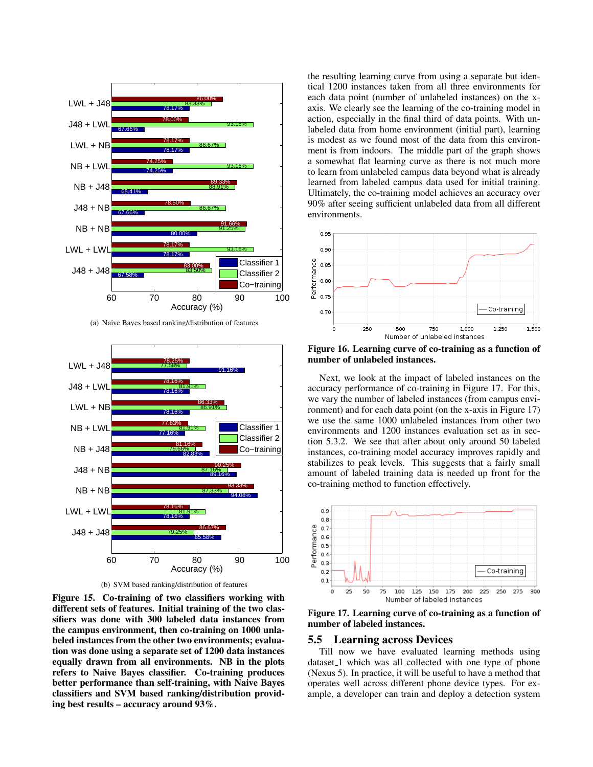(a) Naive Bayes based ranking/distribution of features

(b) SVM based ranking/distribution of features

**Figure 15. Co-training of two classifiers working with different sets of features. Initial training of the two classifiers was done with 300 labeled data instances from the campus environment, then co-training on 1000 unlabeled instances from the other two environments; evaluation was done using a separate set of 1200 data instances equally drawn from all environments. NB in the plots refers to Naive Bayes classifier. Co-training produces better performance than self-training, with Naive Bayes classifiers and SVM based ranking/distribution providing best results – accuracy around 93%.**

the resulting learning curve from using a separate but identical 1200 instances taken from all three environments for each data point (number of unlabeled instances) on the x-axis. We clearly see the learning of the co-training model in action, especially in the final third of data points. With unlabeled data from home environment (initial part), learning is modest as we found most of the data from this environment is from indoors. The middle part of the graph shows a somewhat flat learning curve as there is not much more to learn from unlabeled campus data beyond what is already learned from labeled campus data used for initial training. Ultimately, the co-training model achieves an accuracy over 90% after seeing sufficient unlabeled data from all different environments.

**Figure 16. Learning curve of co-training as a function of number of unlabeled instances.**

Next, we look at the impact of labeled instances on the accuracy performance of co-training in Figure 17. For this, we vary the number of labeled instances (from campus environment) and for each data point (on the x-axis in Figure 17) we use the same 1000 unlabeled instances from other two environments and 1200 instances evaluation set as in section 5.3.2. We see that after about only around 50 labeled instances, co-training model accuracy improves rapidly and stabilizes to peak levels. This suggests that a fairly small amount of labeled training data is needed up front for the co-training method to function effectively.

**Figure 17. Learning curve of co-training as a function of number of labeled instances.**

## 5.5 Learning across Devices

Till now we have evaluated learning methods using dataset_1 which was all collected with one type of phone (Nexus 5). In practice, it will be useful to have a method that operates well across different phone device types. For example, a developer can train and deploy a detection system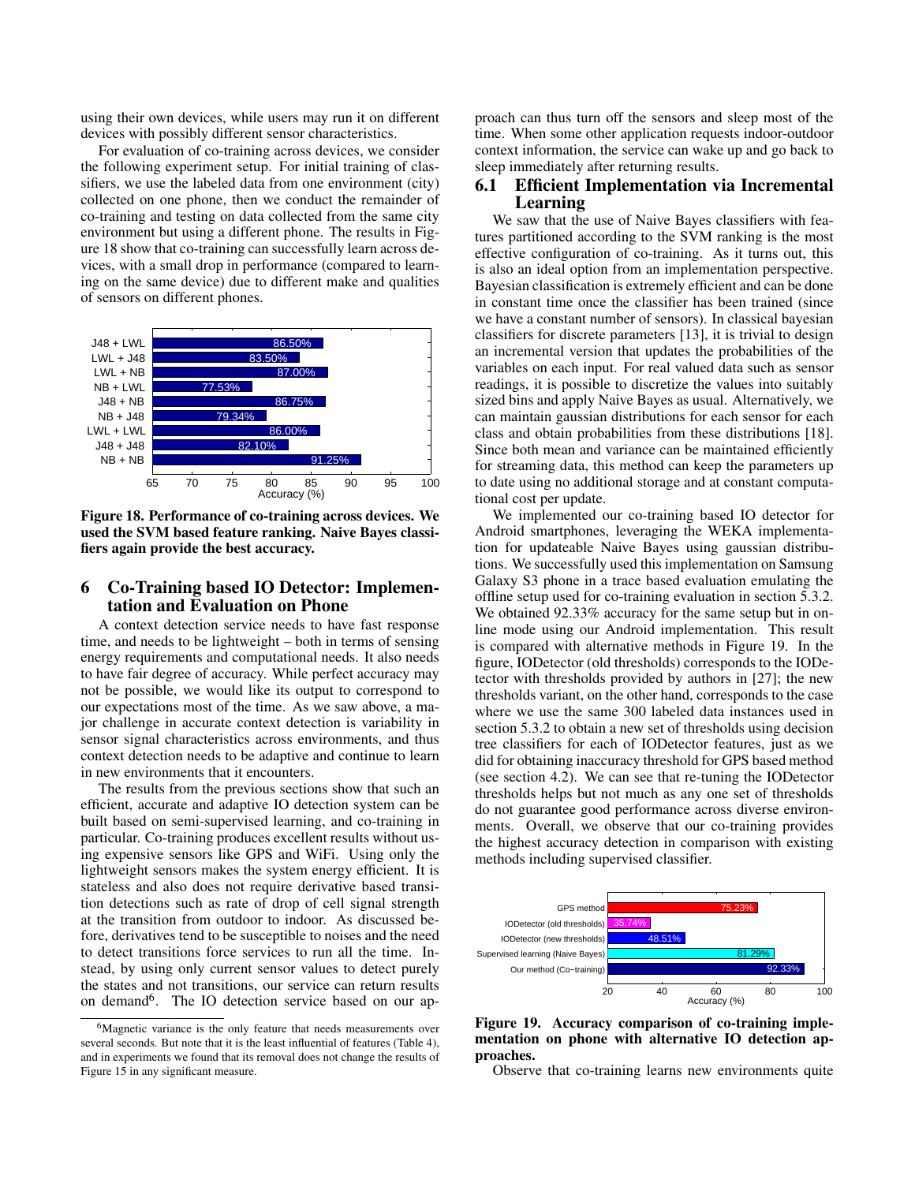using their own devices, while users may run it on different devices with possibly different sensor characteristics.

For evaluation of co-training across devices, we consider the following experiment setup. For initial training of classifiers, we use the labeled data from one environment (city) collected on one phone, then we conduct the remainder of co-training and testing on data collected from the same city environment but using a different phone. The results in Figure 18 show that co-training can successfully learn across devices, with a small drop in performance (compared to learning on the same device) due to different make and qualities of sensors on different phones.

J48 + LWL 86.50%
LWL + J48 83.50%
LWL + NB 87.00%
NB + LWL 77.53%
J48 + NB 86.75%
NB + J48 79.34%
LWL + LWL 86.00%
J48 + J48 82.10%
NB + NB 91.25%
65 70 75 80 85 90 95 100
Accuracy (%)

**Figure 18. Performance of co-training across devices. We used the SVM based feature ranking. Naive Bayes classifiers again provide the best accuracy.**

# 6 Co-Training based IO Detector: Implementation and Evaluation on Phone

A context detection service needs to have fast response time, and needs to be lightweight – both in terms of sensing energy requirements and computational needs. It also needs to have fair degree of accuracy. While perfect accuracy may not be possible, we would like its output to correspond to our expectations most of the time. As we saw above, a major challenge in accurate context detection is variability in sensor signal characteristics across environments, and thus context detection needs to be adaptive and continue to learn in new environments that it encounters.

The results from the previous sections show that such an efficient, accurate and adaptive IO detection system can be built based on semi-supervised learning, and co-training in particular. Co-training produces excellent results without using expensive sensors like GPS and WiFi. Using only the lightweight sensors makes the system energy efficient. It is stateless and also does not require derivative based transition detections such as rate of drop of cell signal strength at the transition from outdoor to indoor. As discussed before, derivatives tend to be susceptible to noises and the need to detect transitions force services to run all the time. Instead, by using only current sensor values to detect purely the states and not transitions, our service can return results on demand[6]. The IO detection service based on our approach can thus turn off the sensors and sleep most of the time. When some other application requests indoor-outdoor context information, the service can wake up and go back to sleep immediately after returning results.

[6]Magnetic variance is the only feature that needs measurements over several seconds. But note that it is the least influential of features (Table 4), and in experiments we found that its removal does not change the results of Figure 15 in any significant measure.

## 6.1 Efficient Implementation via Incremental Learning

We saw that the use of Naive Bayes classifiers with features partitioned according to the SVM ranking is the most effective configuration of co-training. As it turns out, this is also an ideal option from an implementation perspective. Bayesian classification is extremely efficient and can be done in constant time once the classifier has been trained (since we have a constant number of sensors). In classical bayesian classifiers for discrete parameters [13], it is trivial to design an incremental version that updates the probabilities of the variables on each input. For real valued data such as sensor readings, it is possible to discretize the values into suitably sized bins and apply Naive Bayes as usual. Alternatively, we can maintain gaussian distributions for each sensor for each class and obtain probabilities from these distributions [18]. Since both mean and variance can be maintained efficiently for streaming data, this method can keep the parameters up to date using no additional storage and at constant computational cost per update.

We implemented our co-training based IO detector for Android smartphones, leveraging the WEKA implementation for updateable Naive Bayes using gaussian distributions. We successfully used this implementation on Samsung Galaxy S3 phone in a trace based evaluation emulating the offline setup used for co-training evaluation in section 5.3.2. We obtained 92.33% accuracy for the same setup but in online mode using our Android implementation. This result is compared with alternative methods in Figure 19. In the figure, IODetector (old thresholds) corresponds to the IODetector with thresholds provided by authors in [27]; the new thresholds variant, on the other hand, corresponds to the case where we use the same 300 labeled data instances used in section 5.3.2 to obtain a new set of thresholds using decision tree classifiers for each of IODetector features, just as we did for obtaining inaccuracy threshold for GPS based method (see section 4.2). We can see that re-tuning the IODetector thresholds helps but not much as any one set of thresholds do not guarantee good performance across diverse environments. Overall, we observe that our co-training provides the highest accuracy detection in comparison with existing methods including supervised classifier.

GPS method 75.23%
IODetector (old thresholds) 35.74%
IODetector (new thresholds) 48.51%
Supervised learning (Naive Bayes) 81.29%
Our method (Co−training) 92.33%
20 40 60 80 100
Accuracy (%)

**Figure 19. Accuracy comparison of co-training implementation on phone with alternative IO detection approaches.**

Observe that co-training learns new environments quite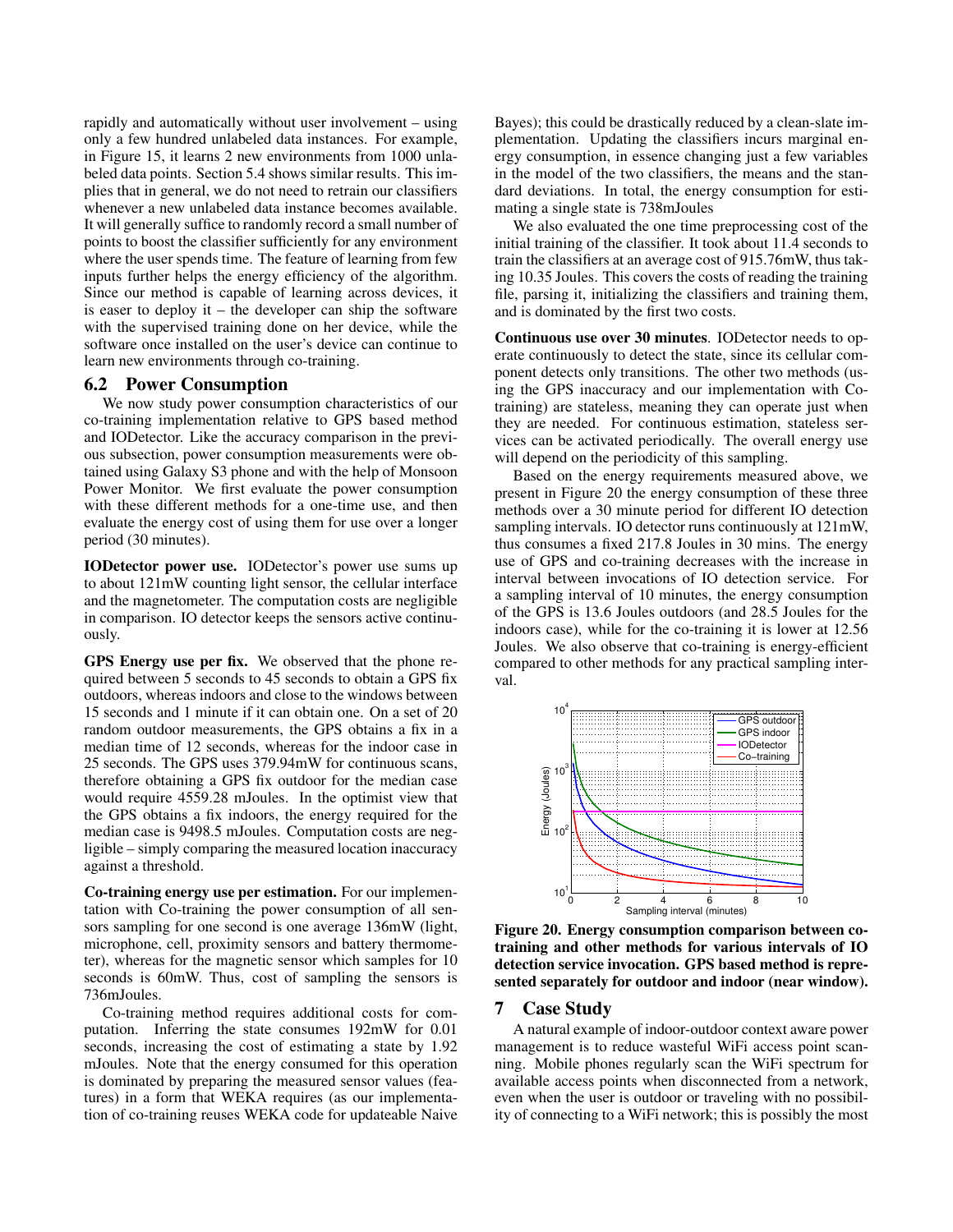rapidly and automatically without user involvement – using only a few hundred unlabeled data instances. For example, in Figure 15, it learns 2 new environments from 1000 unlabeled data points. Section 5.4 shows similar results. This implies that in general, we do not need to retrain our classifiers whenever a new unlabeled data instance becomes available. It will generally suffice to randomly record a small number of points to boost the classifier sufficiently for any environment where the user spends time. The feature of learning from few inputs further helps the energy efficiency of the algorithm. Since our method is capable of learning across devices, it is easer to deploy it – the developer can ship the software with the supervised training done on her device, while the software once installed on the user's device can continue to learn new environments through co-training.

## 6.2 Power Consumption

We now study power consumption characteristics of our co-training implementation relative to GPS based method and IODetector. Like the accuracy comparison in the previous subsection, power consumption measurements were obtained using Galaxy S3 phone and with the help of Monsoon Power Monitor. We first evaluate the power consumption with these different methods for a one-time use, and then evaluate the energy cost of using them for use over a longer period (30 minutes).

**IODetector power use.** IODetector's power use sums up to about 121mW counting light sensor, the cellular interface and the magnetometer. The computation costs are negligible in comparison. IO detector keeps the sensors active continuously.

**GPS Energy use per fix.** We observed that the phone required between 5 seconds to 45 seconds to obtain a GPS fix outdoors, whereas indoors and close to the windows between 15 seconds and 1 minute if it can obtain one. On a set of 20 random outdoor measurements, the GPS obtains a fix in a median time of 12 seconds, whereas for the indoor case in 25 seconds. The GPS uses 379.94mW for continuous scans, therefore obtaining a GPS fix outdoor for the median case would require 4559.28 mJoules. In the optimist view that the GPS obtains a fix indoors, the energy required for the median case is 9498.5 mJoules. Computation costs are negligible – simply comparing the measured location inaccuracy against a threshold.

**Co-training energy use per estimation.** For our implementation with Co-training the power consumption of all sensors sampling for one second is one average 136mW (light, microphone, cell, proximity sensors and battery thermometer), whereas for the magnetic sensor which samples for 10 seconds is 60mW. Thus, cost of sampling the sensors is 736mJoules.

Co-training method requires additional costs for computation. Inferring the state consumes 192mW for 0.01 seconds, increasing the cost of estimating a state by 1.92 mJoules. Note that the energy consumed for this operation is dominated by preparing the measured sensor values (features) in a form that WEKA requires (as our implementation of co-training reuses WEKA code for updateable Naive Bayes); this could be drastically reduced by a clean-slate implementation. Updating the classifiers incurs marginal energy consumption, in essence changing just a few variables in the model of the two classifiers, the means and the standard deviations. In total, the energy consumption for estimating a single state is 738mJoules

We also evaluated the one time preprocessing cost of the initial training of the classifier. It took about 11.4 seconds to train the classifiers at an average cost of 915.76mW, thus taking 10.35 Joules. This covers the costs of reading the training file, parsing it, initializing the classifiers and training them, and is dominated by the first two costs.

**Continuous use over 30 minutes**. IODetector needs to operate continuously to detect the state, since its cellular component detects only transitions. The other two methods (using the GPS inaccuracy and our implementation with Co-training) are stateless, meaning they can operate just when they are needed. For continuous estimation, stateless services can be activated periodically. The overall energy use will depend on the periodicity of this sampling.

Based on the energy requirements measured above, we present in Figure 20 the energy consumption of these three methods over a 30 minute period for different IO detection sampling intervals. IO detector runs continuously at 121mW, thus consumes a fixed 217.8 Joules in 30 mins. The energy use of GPS and co-training decreases with the increase in interval between invocations of IO detection service. For a sampling interval of 10 minutes, the energy consumption of the GPS is 13.6 Joules outdoors (and 28.5 Joules for the indoors case), while for the co-training it is lower at 12.56 Joules. We also observe that co-training is energy-efficient compared to other methods for any practical sampling interval.

**Figure 20. Energy consumption comparison between co-training and other methods for various intervals of IO detection service invocation. GPS based method is represented separately for outdoor and indoor (near window).**

# 7 Case Study

A natural example of indoor-outdoor context aware power management is to reduce wasteful WiFi access point scanning. Mobile phones regularly scan the WiFi spectrum for available access points when disconnected from a network, even when the user is outdoor or traveling with no possibility of connecting to a WiFi network; this is possibly the most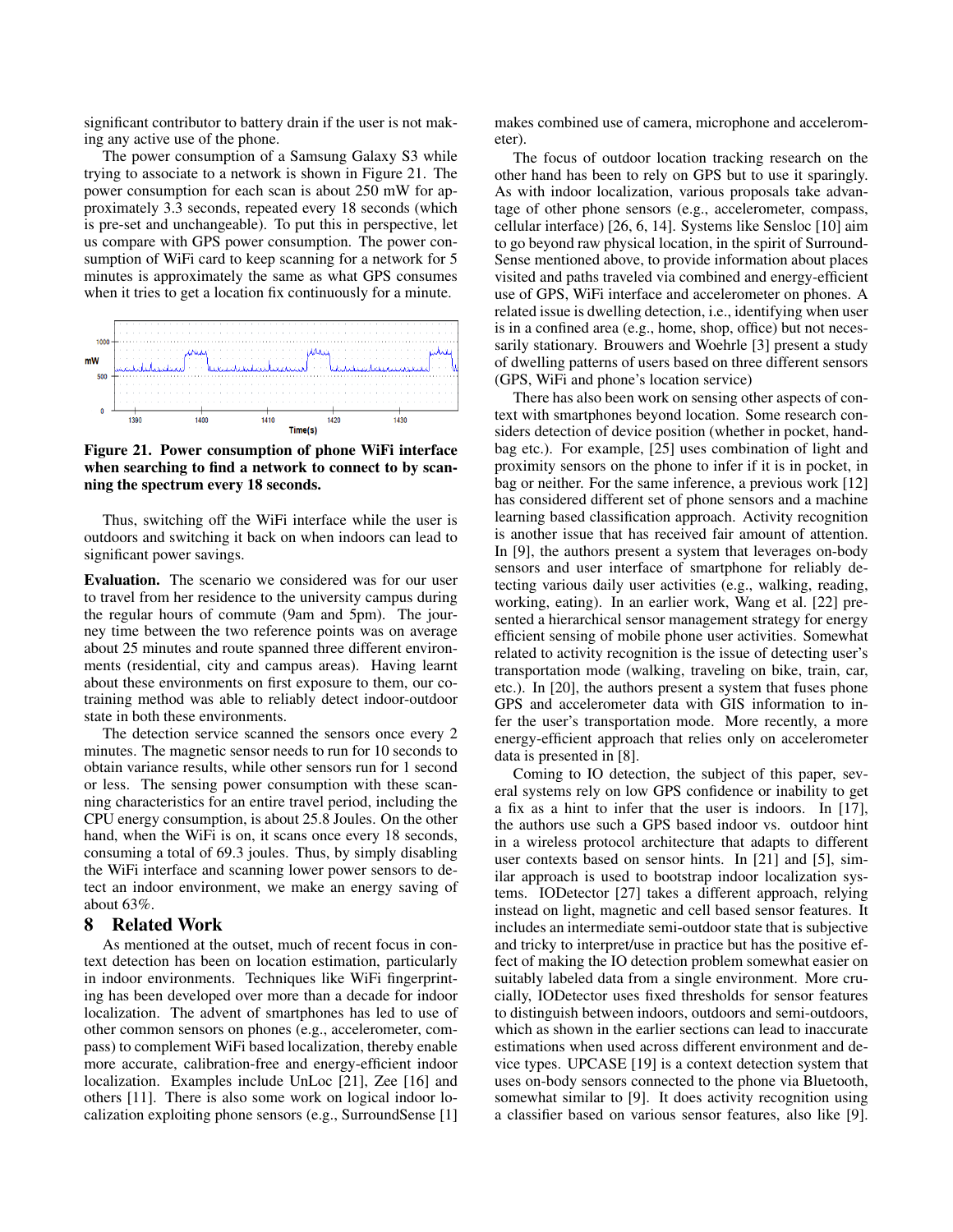significant contributor to battery drain if the user is not making any active use of the phone.

The power consumption of a Samsung Galaxy S3 while trying to associate to a network is shown in Figure 21. The power consumption for each scan is about 250 mW for approximately 3.3 seconds, repeated every 18 seconds (which is pre-set and unchangeable). To put this in perspective, let us compare with GPS power consumption. The power consumption of WiFi card to keep scanning for a network for 5 minutes is approximately the same as what GPS consumes when it tries to get a location fix continuously for a minute.

**Figure 21. Power consumption of phone WiFi interface when searching to find a network to connect to by scanning the spectrum every 18 seconds.**

Thus, switching off the WiFi interface while the user is outdoors and switching it back on when indoors can lead to significant power savings.

**Evaluation.** The scenario we considered was for our user to travel from her residence to the university campus during the regular hours of commute (9am and 5pm). The journey time between the two reference points was on average about 25 minutes and route spanned three different environments (residential, city and campus areas). Having learnt about these environments on first exposure to them, our co-training method was able to reliably detect indoor-outdoor state in both these environments.

The detection service scanned the sensors once every 2 minutes. The magnetic sensor needs to run for 10 seconds to obtain variance results, while other sensors run for 1 second or less. The sensing power consumption with these scanning characteristics for an entire travel period, including the CPU energy consumption, is about 25.8 Joules. On the other hand, when the WiFi is on, it scans once every 18 seconds, consuming a total of 69.3 joules. Thus, by simply disabling the WiFi interface and scanning lower power sensors to detect an indoor environment, we make an energy saving of about 63%.

# 8 Related Work

As mentioned at the outset, much of recent focus in context detection has been on location estimation, particularly in indoor environments. Techniques like WiFi fingerprinting has been developed over more than a decade for indoor localization. The advent of smartphones has led to use of other common sensors on phones (e.g., accelerometer, compass) to complement WiFi based localization, thereby enable more accurate, calibration-free and energy-efficient indoor localization. Examples include UnLoc [21], Zee [16] and others [11]. There is also some work on logical indoor localization exploiting phone sensors (e.g., SurroundSense [1] makes combined use of camera, microphone and accelerometer).

The focus of outdoor location tracking research on the other hand has been to rely on GPS but to use it sparingly. As with indoor localization, various proposals take advantage of other phone sensors (e.g., accelerometer, compass, cellular interface) [26, 6, 14]. Systems like Sensloc [10] aim to go beyond raw physical location, in the spirit of SurroundSense mentioned above, to provide information about places visited and paths traveled via combined and energy-efficient use of GPS, WiFi interface and accelerometer on phones. A related issue is dwelling detection, i.e., identifying when user is in a confined area (e.g., home, shop, office) but not necessarily stationary. Brouwers and Woehrle [3] present a study of dwelling patterns of users based on three different sensors (GPS, WiFi and phone's location service)

There has also been work on sensing other aspects of context with smartphones beyond location. Some research considers detection of device position (whether in pocket, handbag etc.). For example, [25] uses combination of light and proximity sensors on the phone to infer if it is in pocket, in bag or neither. For the same inference, a previous work [12] has considered different set of phone sensors and a machine learning based classification approach. Activity recognition is another issue that has received fair amount of attention. In [9], the authors present a system that leverages on-body sensors and user interface of smartphone for reliably detecting various daily user activities (e.g., walking, reading, working, eating). In an earlier work, Wang et al. [22] presented a hierarchical sensor management strategy for energy efficient sensing of mobile phone user activities. Somewhat related to activity recognition is the issue of detecting user's transportation mode (walking, traveling on bike, train, car, etc.). In [20], the authors present a system that fuses phone GPS and accelerometer data with GIS information to infer the user's transportation mode. More recently, a more energy-efficient approach that relies only on accelerometer data is presented in [8].

Coming to IO detection, the subject of this paper, several systems rely on low GPS confidence or inability to get a fix as a hint to infer that the user is indoors. In [17], the authors use such a GPS based indoor vs. outdoor hint in a wireless protocol architecture that adapts to different user contexts based on sensor hints. In [21] and [5], similar approach is used to bootstrap indoor localization systems. IODetector [27] takes a different approach, relying instead on light, magnetic and cell based sensor features. It includes an intermediate semi-outdoor state that is subjective and tricky to interpret/use in practice but has the positive effect of making the IO detection problem somewhat easier on suitably labeled data from a single environment. More crucially, IODetector uses fixed thresholds for sensor features to distinguish between indoors, outdoors and semi-outdoors, which as shown in the earlier sections can lead to inaccurate estimations when used across different environment and device types. UPCASE [19] is a context detection system that uses on-body sensors connected to the phone via Bluetooth, somewhat similar to [9]. It does activity recognition using a classifier based on various sensor features, also like [9].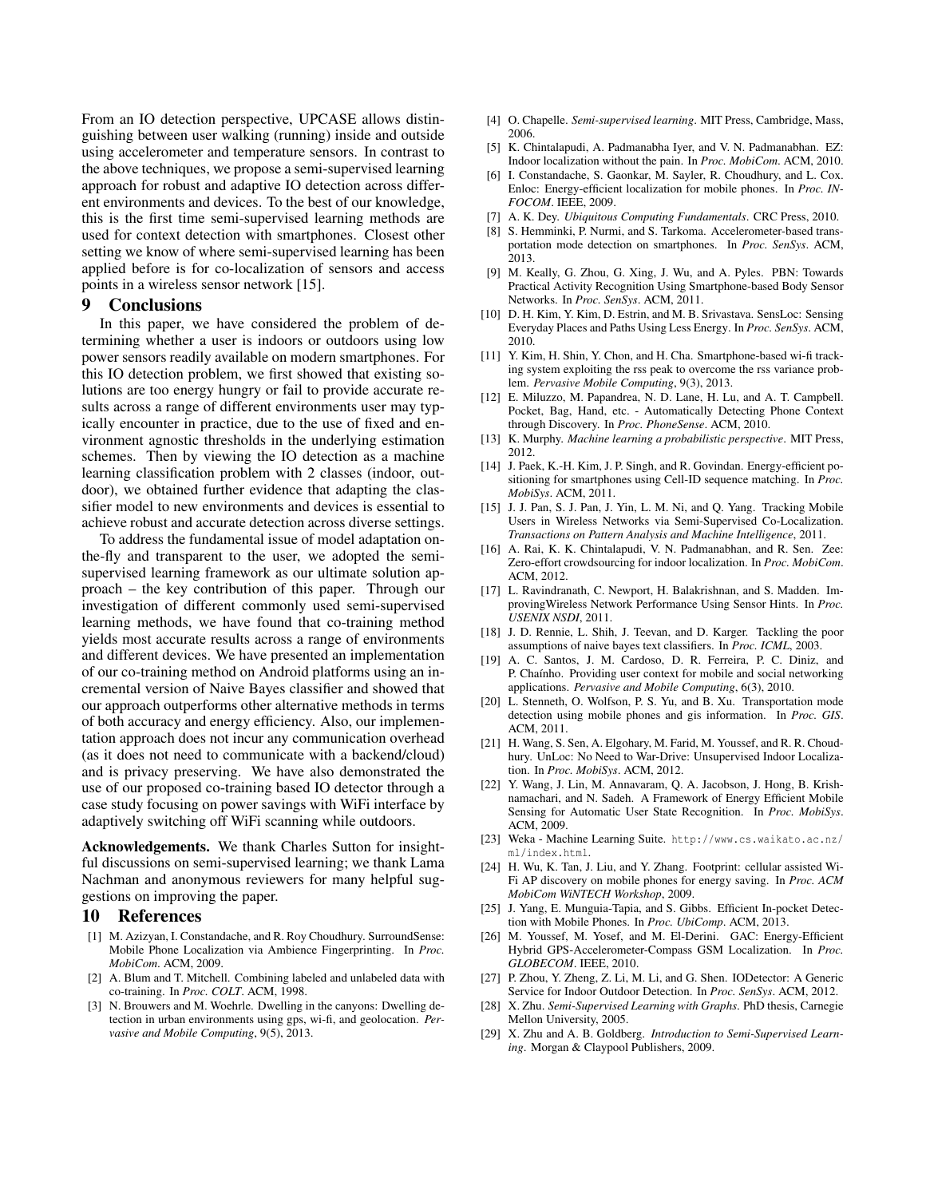From an IO detection perspective, UPCASE allows distinguishing between user walking (running) inside and outside using accelerometer and temperature sensors. In contrast to the above techniques, we propose a semi-supervised learning approach for robust and adaptive IO detection across different environments and devices. To the best of our knowledge, this is the first time semi-supervised learning methods are used for context detection with smartphones. Closest other setting we know of where semi-supervised learning has been applied before is for co-localization of sensors and access points in a wireless sensor network [15].

# 9 Conclusions

In this paper, we have considered the problem of determining whether a user is indoors or outdoors using low power sensors readily available on modern smartphones. For this IO detection problem, we first showed that existing solutions are too energy hungry or fail to provide accurate results across a range of different environments user may typically encounter in practice, due to the use of fixed and environment agnostic thresholds in the underlying estimation schemes. Then by viewing the IO detection as a machine learning classification problem with 2 classes (indoor, outdoor), we obtained further evidence that adapting the classifier model to new environments and devices is essential to achieve robust and accurate detection across diverse settings.

To address the fundamental issue of model adaptation on-the-fly and transparent to the user, we adopted the semi-supervised learning framework as our ultimate solution approach – the key contribution of this paper. Through our investigation of different commonly used semi-supervised learning methods, we have found that co-training method yields most accurate results across a range of environments and different devices. We have presented an implementation of our co-training method on Android platforms using an incremental version of Naive Bayes classifier and showed that our approach outperforms other alternative methods in terms of both accuracy and energy efficiency. Also, our implementation approach does not incur any communication overhead (as it does not need to communicate with a backend/cloud) and is privacy preserving. We have also demonstrated the use of our proposed co-training based IO detector through a case study focusing on power savings with WiFi interface by adaptively switching off WiFi scanning while outdoors.

**Acknowledgements.** We thank Charles Sutton for insightful discussions on semi-supervised learning; we thank Lama Nachman and anonymous reviewers for many helpful suggestions on improving the paper.

# 10 References

[1] M. Azizyan, I. Constandache, and R. Roy Choudhury. SurroundSense: Mobile Phone Localization via Ambience Fingerprinting. In *Proc. MobiCom*. ACM, 2009.

[2] A. Blum and T. Mitchell. Combining labeled and unlabeled data with co-training. In *Proc. COLT*. ACM, 1998.

[3] N. Brouwers and M. Woehrle. Dwelling in the canyons: Dwelling detection in urban environments using gps, wi-fi, and geolocation. *Pervasive and Mobile Computing*, 9(5), 2013.

[4] O. Chapelle. *Semi-supervised learning*. MIT Press, Cambridge, Mass, 2006.

[5] K. Chintalapudi, A. Padmanabha Iyer, and V. N. Padmanabhan. EZ: Indoor localization without the pain. In *Proc. MobiCom*. ACM, 2010.

[6] I. Constandache, S. Gaonkar, M. Sayler, R. Choudhury, and L. Cox. Enloc: Energy-efficient localization for mobile phones. In *Proc. INFOCOM*. IEEE, 2009.

[7] A. K. Dey. *Ubiquitous Computing Fundamentals*. CRC Press, 2010.

[8] S. Hemminki, P. Nurmi, and S. Tarkoma. Accelerometer-based transportation mode detection on smartphones. In *Proc. SenSys*. ACM, 2013.

[9] M. Keally, G. Zhou, G. Xing, J. Wu, and A. Pyles. PBN: Towards Practical Activity Recognition Using Smartphone-based Body Sensor Networks. In *Proc. SenSys*. ACM, 2011.

[10] D. H. Kim, Y. Kim, D. Estrin, and M. B. Srivastava. SensLoc: Sensing Everyday Places and Paths Using Less Energy. In *Proc. SenSys*. ACM, 2010.

[11] Y. Kim, H. Shin, Y. Chon, and H. Cha. Smartphone-based wi-fi tracking system exploiting the rss peak to overcome the rss variance problem. *Pervasive Mobile Computing*, 9(3), 2013.

[12] E. Miluzzo, M. Papandrea, N. D. Lane, H. Lu, and A. T. Campbell. Pocket, Bag, Hand, etc. - Automatically Detecting Phone Context through Discovery. In *Proc. PhoneSense*. ACM, 2010.

[13] K. Murphy. *Machine learning a probabilistic perspective*. MIT Press, 2012.

[14] J. Paek, K.-H. Kim, J. P. Singh, and R. Govindan. Energy-efficient positioning for smartphones using Cell-ID sequence matching. In *Proc. MobiSys*. ACM, 2011.

[15] J. J. Pan, S. J. Pan, J. Yin, L. M. Ni, and Q. Yang. Tracking Mobile Users in Wireless Networks via Semi-Supervised Co-Localization. *Transactions on Pattern Analysis and Machine Intelligence*, 2011.

[16] A. Rai, K. K. Chintalapudi, V. N. Padmanabhan, and R. Sen. Zee: Zero-effort crowdsourcing for indoor localization. In *Proc. MobiCom*. ACM, 2012.

[17] L. Ravindranath, C. Newport, H. Balakrishnan, and S. Madden. ImprovingWireless Network Performance Using Sensor Hints. In *Proc. USENIX NSDI*, 2011.

[18] J. D. Rennie, L. Shih, J. Teevan, and D. Karger. Tackling the poor assumptions of naive bayes text classifiers. In *Proc. ICML*, 2003.

[19] A. C. Santos, J. M. Cardoso, D. R. Ferreira, P. C. Diniz, and P. Chaínho. Providing user context for mobile and social networking applications. *Pervasive and Mobile Computing*, 6(3), 2010.

[20] L. Stenneth, O. Wolfson, P. S. Yu, and B. Xu. Transportation mode detection using mobile phones and gis information. In *Proc. GIS*. ACM, 2011.

[21] H. Wang, S. Sen, A. Elgohary, M. Farid, M. Youssef, and R. R. Choudhury. UnLoc: No Need to War-Drive: Unsupervised Indoor Localization. In *Proc. MobiSys*. ACM, 2012.

[22] Y. Wang, J. Lin, M. Annavaram, Q. A. Jacobson, J. Hong, B. Krishnamachari, and N. Sadeh. A Framework of Energy Efficient Mobile Sensing for Automatic User State Recognition. In *Proc. MobiSys*. ACM, 2009.

[23] Weka - Machine Learning Suite. http://www.cs.waikato.ac.nz/ml/index.html.

[24] H. Wu, K. Tan, J. Liu, and Y. Zhang. Footprint: cellular assisted Wi-Fi AP discovery on mobile phones for energy saving. In *Proc. ACM MobiCom WiNTECH Workshop*, 2009.

[25] J. Yang, E. Munguia-Tapia, and S. Gibbs. Efficient In-pocket Detection with Mobile Phones. In *Proc. UbiComp*. ACM, 2013.

[26] M. Youssef, M. Yosef, and M. El-Derini. GAC: Energy-Efficient Hybrid GPS-Accelerometer-Compass GSM Localization. In *Proc. GLOBECOM*. IEEE, 2010.

[27] P. Zhou, Y. Zheng, Z. Li, M. Li, and G. Shen. IODetector: A Generic Service for Indoor Outdoor Detection. In *Proc. SenSys*. ACM, 2012.

[28] X. Zhu. *Semi-Supervised Learning with Graphs*. PhD thesis, Carnegie Mellon University, 2005.

[29] X. Zhu and A. B. Goldberg. *Introduction to Semi-Supervised Learning*. Morgan & Claypool Publishers, 2009.